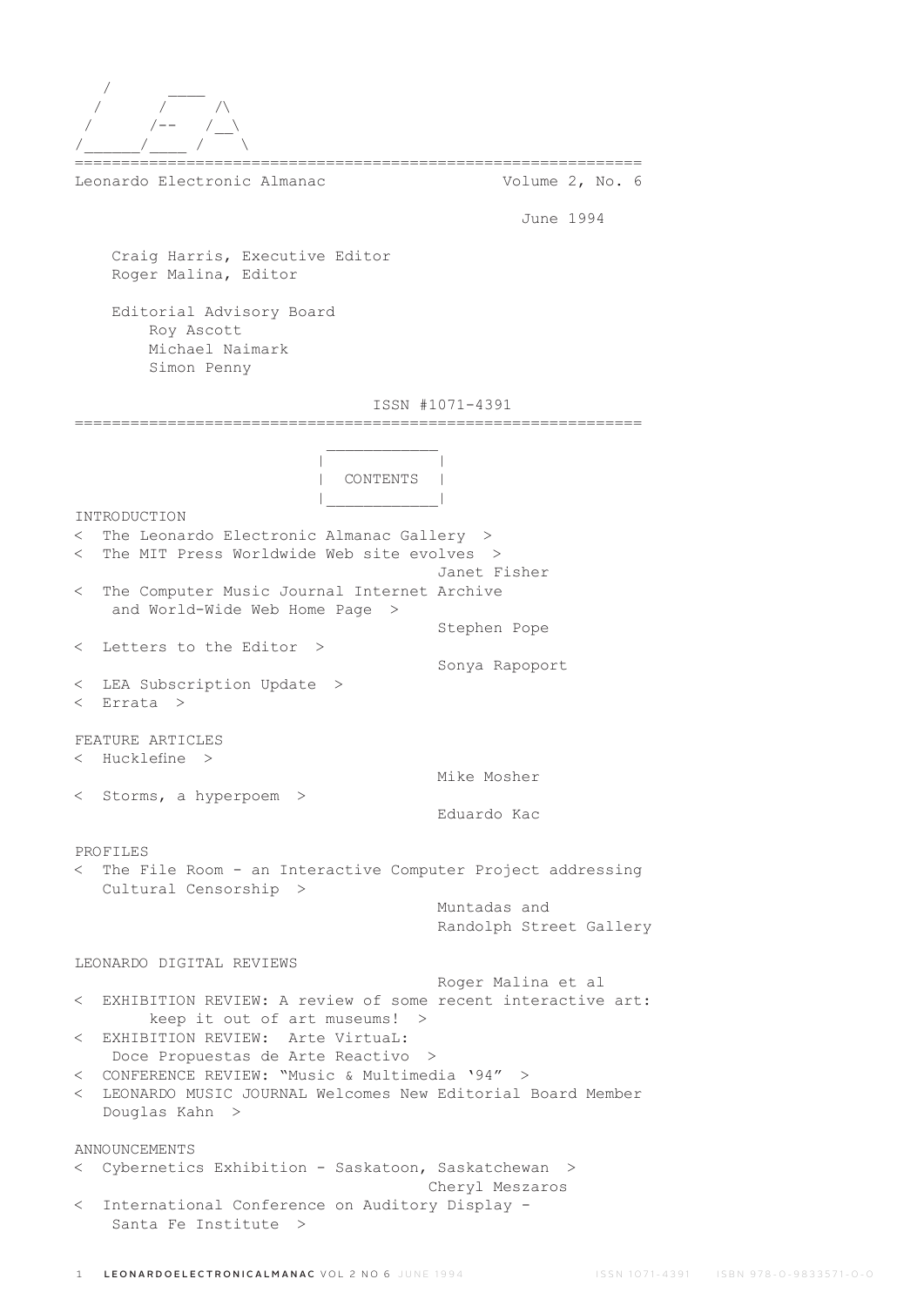```
   /       ____
  /      /     /\
 /      /--   /__\
/______/____ /    \
```

=============================================================

Leonardo Electronic Almanac                                Volume 2, No. 6

June 1994

Craig Harris, Executive Editor
Roger Malina, Editor

Editorial Advisory Board
Roy Ascott
Michael Naimark
Simon Penny

ISSN #1071-4391

=============================================================

## CONTENTS

INTRODUCTION

< The Leonardo Electronic Almanac Gallery >

< The MIT Press Worldwide Web site evolves >
Janet Fisher

< The Computer Music Journal Internet Archive and World-Wide Web Home Page >
Stephen Pope

< Letters to the Editor >
Sonya Rapoport

< LEA Subscription Update >

< Errata >

FEATURE ARTICLES

< Hucklefine >
Mike Mosher

< Storms, a hyperpoem >
Eduardo Kac

PROFILES

< The File Room - an Interactive Computer Project addressing Cultural Censorship >
Muntadas and Randolph Street Gallery

LEONARDO DIGITAL REVIEWS

Roger Malina et al

< EXHIBITION REVIEW: A review of some recent interactive art: keep it out of art museums! >

< EXHIBITION REVIEW: Arte VirtuaL: Doce Propuestas de Arte Reactivo >

< CONFERENCE REVIEW: "Music & Multimedia '94" >

< LEONARDO MUSIC JOURNAL Welcomes New Editorial Board Member Douglas Kahn >

ANNOUNCEMENTS

< Cybernetics Exhibition - Saskatoon, Saskatchewan >
Cheryl Meszaros

< International Conference on Auditory Display - Santa Fe Institute >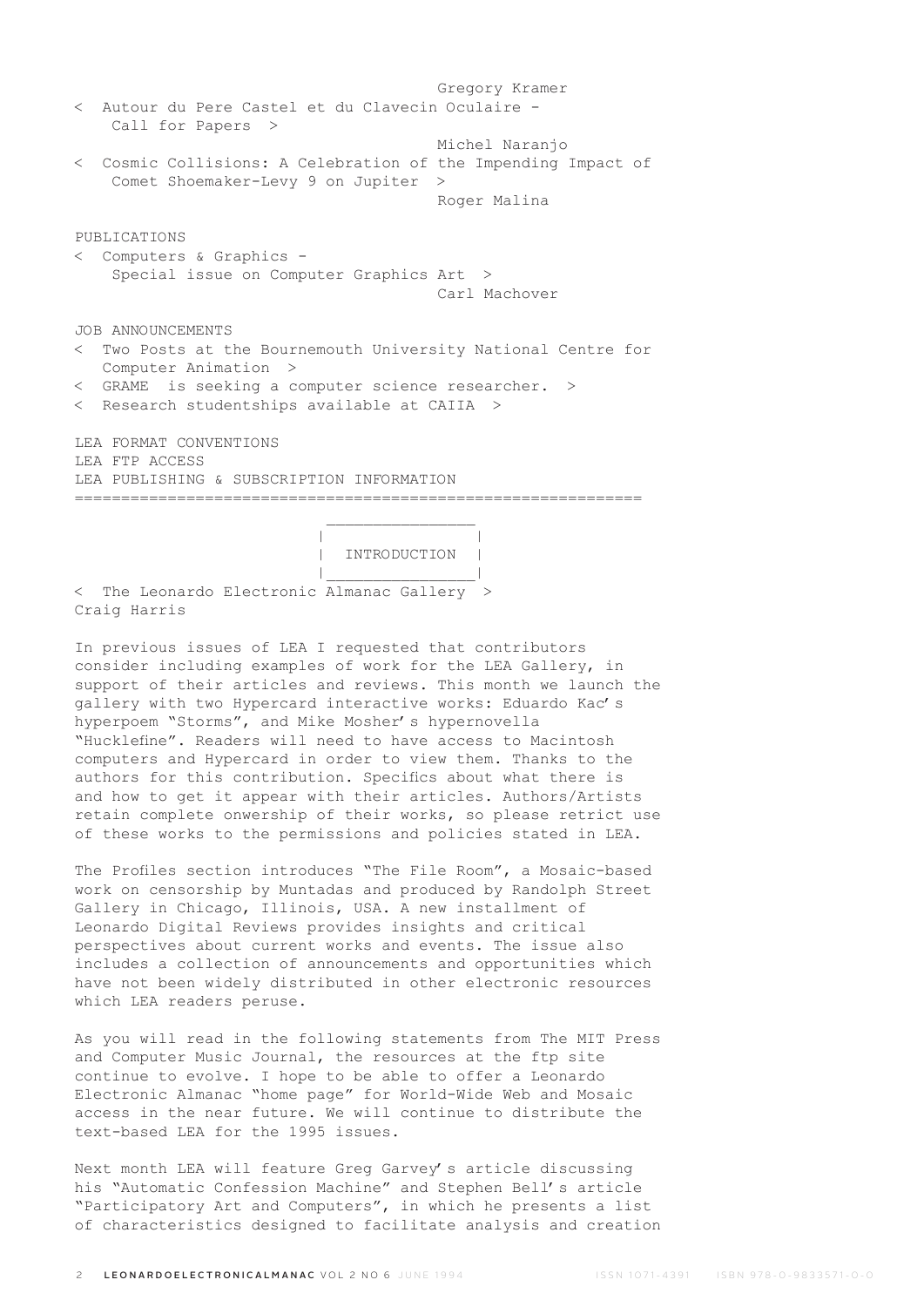Gregory Kramer

< Autour du Pere Castel et du Clavecin Oculaire - Call for Papers >

Michel Naranjo

< Cosmic Collisions: A Celebration of the Impending Impact of Comet Shoemaker-Levy 9 on Jupiter >

Roger Malina

PUBLICATIONS

< Computers & Graphics - Special issue on Computer Graphics Art >

Carl Machover

JOB ANNOUNCEMENTS

< Two Posts at the Bournemouth University National Centre for Computer Animation >

< GRAME is seeking a computer science researcher. >

< Research studentships available at CAIIA >

LEA FORMAT CONVENTIONS

LEA FTP ACCESS

LEA PUBLISHING & SUBSCRIPTION INFORMATION

============================================================

## INTRODUCTION

< The Leonardo Electronic Almanac Gallery >

Craig Harris

In previous issues of LEA I requested that contributors consider including examples of work for the LEA Gallery, in support of their articles and reviews. This month we launch the gallery with two Hypercard interactive works: Eduardo Kac's hyperpoem "Storms", and Mike Mosher's hypernovella "Hucklefine". Readers will need to have access to Macintosh computers and Hypercard in order to view them. Thanks to the authors for this contribution. Specifics about what there is and how to get it appear with their articles. Authors/Artists retain complete onwership of their works, so please retrict use of these works to the permissions and policies stated in LEA.

The Profiles section introduces "The File Room", a Mosaic-based work on censorship by Muntadas and produced by Randolph Street Gallery in Chicago, Illinois, USA. A new installment of Leonardo Digital Reviews provides insights and critical perspectives about current works and events. The issue also includes a collection of announcements and opportunities which have not been widely distributed in other electronic resources which LEA readers peruse.

As you will read in the following statements from The MIT Press and Computer Music Journal, the resources at the ftp site continue to evolve. I hope to be able to offer a Leonardo Electronic Almanac "home page" for World-Wide Web and Mosaic access in the near future. We will continue to distribute the text-based LEA for the 1995 issues.

Next month LEA will feature Greg Garvey's article discussing his "Automatic Confession Machine" and Stephen Bell's article "Participatory Art and Computers", in which he presents a list of characteristics designed to facilitate analysis and creation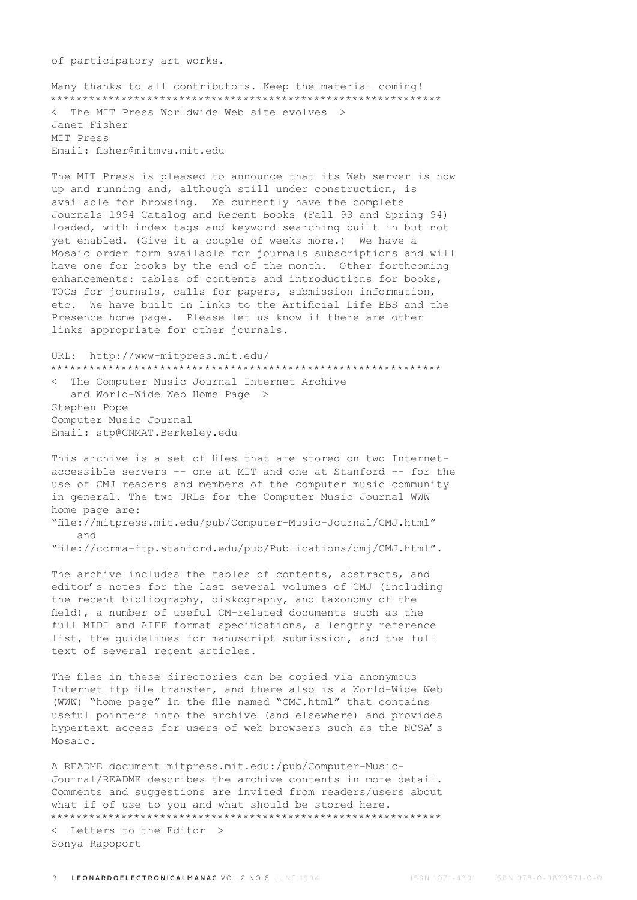of participatory art works.

Many thanks to all contributors. Keep the material coming!

************************************************************

< The MIT Press Worldwide Web site evolves >

Janet Fisher
MIT Press
Email: fisher@mitmva.mit.edu

The MIT Press is pleased to announce that its Web server is now up and running and, although still under construction, is available for browsing. We currently have the complete Journals 1994 Catalog and Recent Books (Fall 93 and Spring 94) loaded, with index tags and keyword searching built in but not yet enabled. (Give it a couple of weeks more.) We have a Mosaic order form available for journals subscriptions and will have one for books by the end of the month. Other forthcoming enhancements: tables of contents and introductions for books, TOCs for journals, calls for papers, submission information, etc. We have built in links to the Artificial Life BBS and the Presence home page. Please let us know if there are other links appropriate for other journals.

URL: http://www-mitpress.mit.edu/

************************************************************

< The Computer Music Journal Internet Archive and World-Wide Web Home Page >

Stephen Pope
Computer Music Journal
Email: stp@CNMAT.Berkeley.edu

This archive is a set of files that are stored on two Internet-accessible servers -- one at MIT and one at Stanford -- for the use of CMJ readers and members of the computer music community in general. The two URLs for the Computer Music Journal WWW home page are:
"file://mitpress.mit.edu/pub/Computer-Music-Journal/CMJ.html"
and
"file://ccrma-ftp.stanford.edu/pub/Publications/cmj/CMJ.html".

The archive includes the tables of contents, abstracts, and editor's notes for the last several volumes of CMJ (including the recent bibliography, diskography, and taxonomy of the field), a number of useful CM-related documents such as the full MIDI and AIFF format specifications, a lengthy reference list, the guidelines for manuscript submission, and the full text of several recent articles.

The files in these directories can be copied via anonymous Internet ftp file transfer, and there also is a World-Wide Web (WWW) "home page" in the file named "CMJ.html" that contains useful pointers into the archive (and elsewhere) and provides hypertext access for users of web browsers such as the NCSA's Mosaic.

A README document mitpress.mit.edu:/pub/Computer-Music-Journal/README describes the archive contents in more detail. Comments and suggestions are invited from readers/users about what if of use to you and what should be stored here.

************************************************************

< Letters to the Editor >

Sonya Rapoport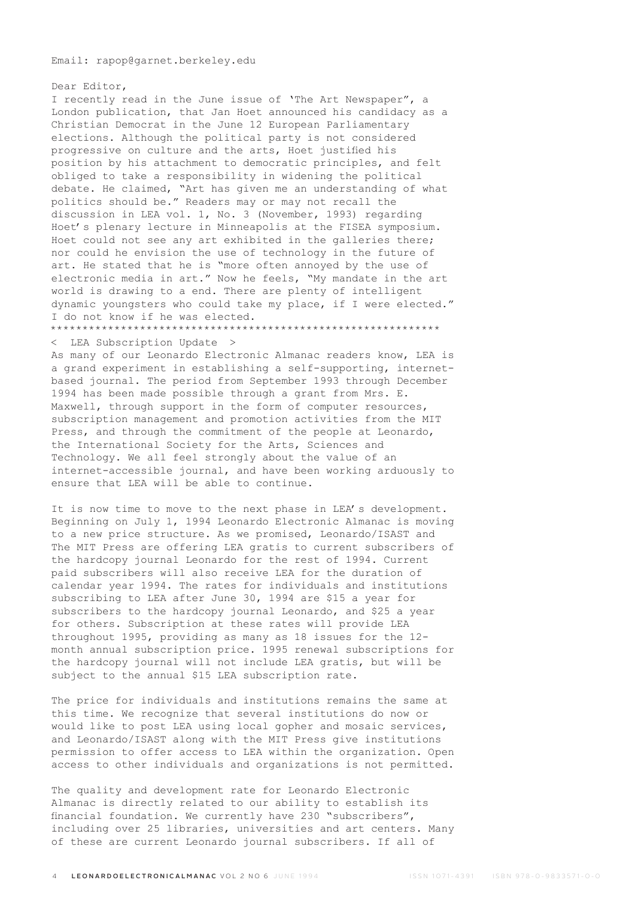Email: rapop@garnet.berkeley.edu

Dear Editor,

I recently read in the June issue of 'The Art Newspaper", a London publication, that Jan Hoet announced his candidacy as a Christian Democrat in the June 12 European Parliamentary elections. Although the political party is not considered progressive on culture and the arts, Hoet justified his position by his attachment to democratic principles, and felt obliged to take a responsibility in widening the political debate. He claimed, "Art has given me an understanding of what politics should be." Readers may or may not recall the discussion in LEA vol. 1, No. 3 (November, 1993) regarding Hoet's plenary lecture in Minneapolis at the FISEA symposium. Hoet could not see any art exhibited in the galleries there; nor could he envision the use of technology in the future of art. He stated that he is "more often annoyed by the use of electronic media in art." Now he feels, "My mandate in the art world is drawing to a end. There are plenty of intelligent dynamic youngsters who could take my place, if I were elected." I do not know if he was elected.

*************************************************************

< LEA Subscription Update >

As many of our Leonardo Electronic Almanac readers know, LEA is a grand experiment in establishing a self-supporting, internet-based journal. The period from September 1993 through December 1994 has been made possible through a grant from Mrs. E. Maxwell, through support in the form of computer resources, subscription management and promotion activities from the MIT Press, and through the commitment of the people at Leonardo, the International Society for the Arts, Sciences and Technology. We all feel strongly about the value of an internet-accessible journal, and have been working arduously to ensure that LEA will be able to continue.

It is now time to move to the next phase in LEA's development. Beginning on July 1, 1994 Leonardo Electronic Almanac is moving to a new price structure. As we promised, Leonardo/ISAST and The MIT Press are offering LEA gratis to current subscribers of the hardcopy journal Leonardo for the rest of 1994. Current paid subscribers will also receive LEA for the duration of calendar year 1994. The rates for individuals and institutions subscribing to LEA after June 30, 1994 are $15 a year for subscribers to the hardcopy journal Leonardo, and $25 a year for others. Subscription at these rates will provide LEA throughout 1995, providing as many as 18 issues for the 12-month annual subscription price. 1995 renewal subscriptions for the hardcopy journal will not include LEA gratis, but will be subject to the annual $15 LEA subscription rate.

The price for individuals and institutions remains the same at this time. We recognize that several institutions do now or would like to post LEA using local gopher and mosaic services, and Leonardo/ISAST along with the MIT Press give institutions permission to offer access to LEA within the organization. Open access to other individuals and organizations is not permitted.

The quality and development rate for Leonardo Electronic Almanac is directly related to our ability to establish its financial foundation. We currently have 230 "subscribers", including over 25 libraries, universities and art centers. Many of these are current Leonardo journal subscribers. If all of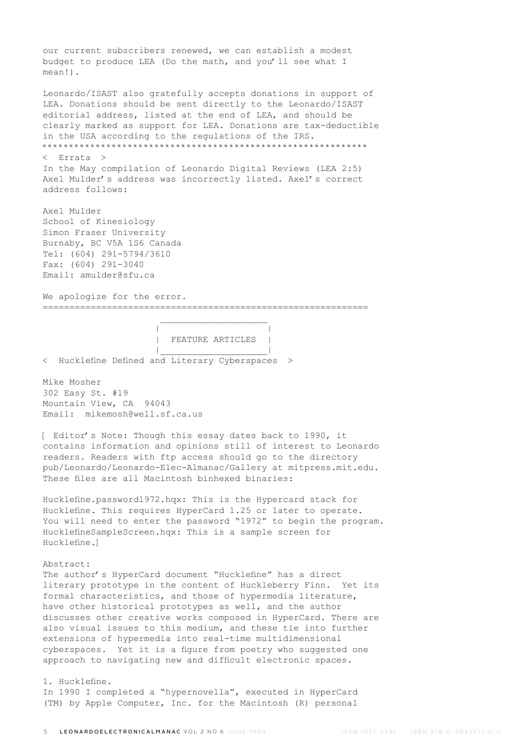our current subscribers renewed, we can establish a modest budget to produce LEA (Do the math, and you'll see what I mean!).

Leonardo/ISAST also gratefully accepts donations in support of LEA. Donations should be sent directly to the Leonardo/ISAST editorial address, listed at the end of LEA, and should be clearly marked as support for LEA. Donations are tax-deductible in the USA according to the regulations of the IRS.

*************************************************************

< Errata >

In the May compilation of Leonardo Digital Reviews (LEA 2:5) Axel Mulder's address was incorrectly listed. Axel's correct address follows:

Axel Mulder
School of Kinesiology
Simon Fraser University
Burnaby, BC V5A 1S6 Canada
Tel: (604) 291-5794/3610
Fax: (604) 291-3040
Email: amulder@sfu.ca

We apologize for the error.

=============================================================

## FEATURE ARTICLES

### < Hucklefine Defined and Literary Cyberspaces >

Mike Mosher
302 Easy St. #19
Mountain View, CA 94043
Email: mikemosh@well.sf.ca.us

[ Editor's Note: Though this essay dates back to 1990, it contains information and opinions still of interest to Leonardo readers. Readers with ftp access should go to the directory pub/Leonardo/Leonardo-Elec-Almanac/Gallery at mitpress.mit.edu. These files are all Macintosh binhexed binaries:

Hucklefine.password1972.hqx: This is the Hypercard stack for Hucklefine. This requires HyperCard 1.25 or later to operate. You will need to enter the password "1972" to begin the program.
HucklefineSampleScreen.hqx: This is a sample screen for Hucklefine.]

Abstract:
The author's HyperCard document "Hucklefine" has a direct literary prototype in the content of Huckleberry Finn. Yet its formal characteristics, and those of hypermedia literature, have other historical prototypes as well, and the author discusses other creative works composed in HyperCard. There are also visual issues to this medium, and these tie into further extensions of hypermedia into real-time multidimensional cyberspaces. Yet it is a figure from poetry who suggested one approach to navigating new and difficult electronic spaces.

1. Hucklefine.
In 1990 I completed a "hypernovella", executed in HyperCard (TM) by Apple Computer, Inc. for the Macintosh (R) personal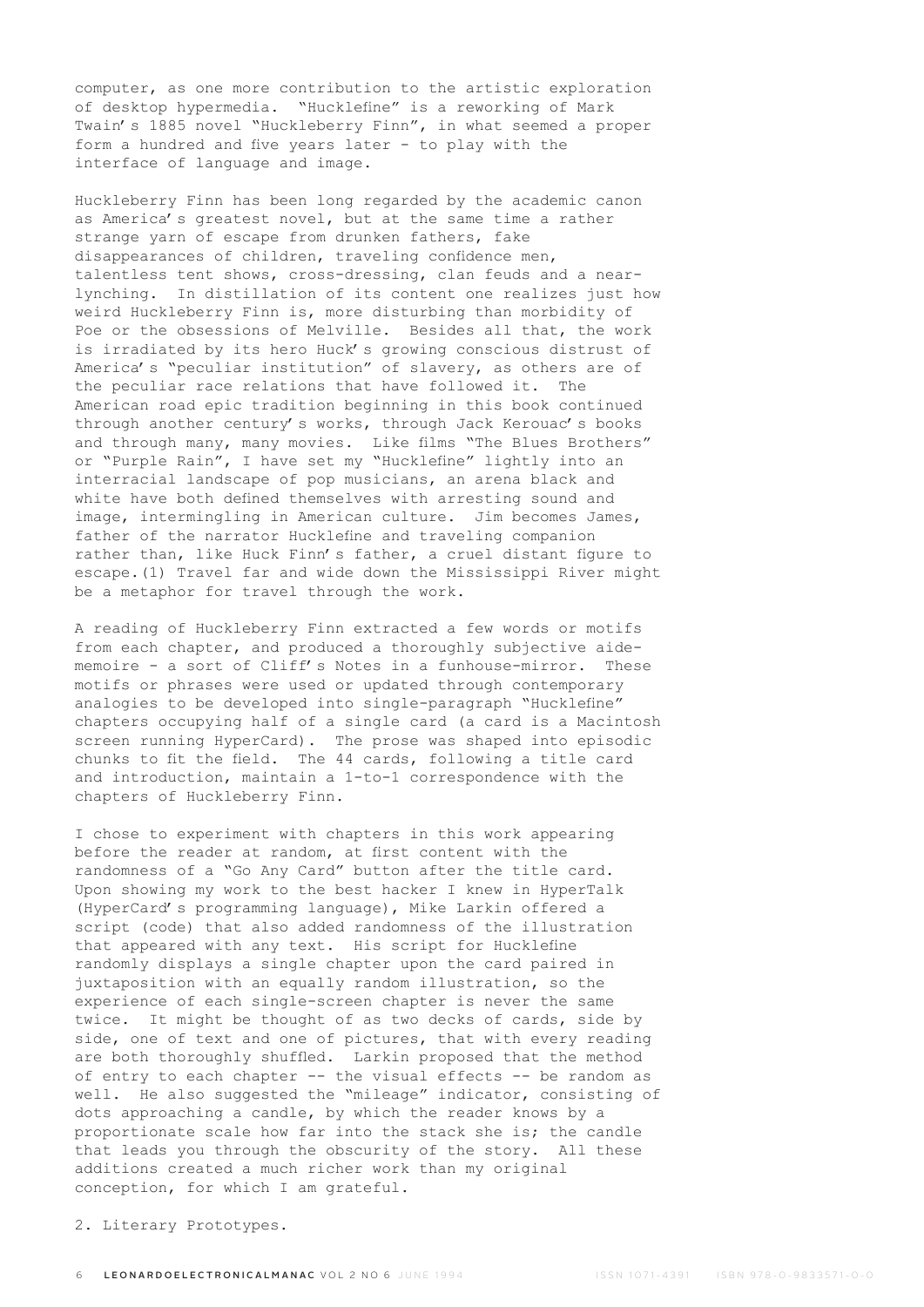computer, as one more contribution to the artistic exploration of desktop hypermedia. "Hucklefine" is a reworking of Mark Twain's 1885 novel "Huckleberry Finn", in what seemed a proper form a hundred and five years later - to play with the interface of language and image.

Huckleberry Finn has been long regarded by the academic canon as America's greatest novel, but at the same time a rather strange yarn of escape from drunken fathers, fake disappearances of children, traveling confidence men, talentless tent shows, cross-dressing, clan feuds and a near-lynching. In distillation of its content one realizes just how weird Huckleberry Finn is, more disturbing than morbidity of Poe or the obsessions of Melville. Besides all that, the work is irradiated by its hero Huck's growing conscious distrust of America's "peculiar institution" of slavery, as others are of the peculiar race relations that have followed it. The American road epic tradition beginning in this book continued through another century's works, through Jack Kerouac's books and through many, many movies. Like films "The Blues Brothers" or "Purple Rain", I have set my "Hucklefine" lightly into an interracial landscape of pop musicians, an arena black and white have both defined themselves with arresting sound and image, intermingling in American culture. Jim becomes James, father of the narrator Hucklefine and traveling companion rather than, like Huck Finn's father, a cruel distant figure to escape.(1) Travel far and wide down the Mississippi River might be a metaphor for travel through the work.

A reading of Huckleberry Finn extracted a few words or motifs from each chapter, and produced a thoroughly subjective aide-memoire - a sort of Cliff's Notes in a funhouse-mirror. These motifs or phrases were used or updated through contemporary analogies to be developed into single-paragraph "Hucklefine" chapters occupying half of a single card (a card is a Macintosh screen running HyperCard). The prose was shaped into episodic chunks to fit the field. The 44 cards, following a title card and introduction, maintain a 1-to-1 correspondence with the chapters of Huckleberry Finn.

I chose to experiment with chapters in this work appearing before the reader at random, at first content with the randomness of a "Go Any Card" button after the title card. Upon showing my work to the best hacker I knew in HyperTalk (HyperCard's programming language), Mike Larkin offered a script (code) that also added randomness of the illustration that appeared with any text. His script for Hucklefine randomly displays a single chapter upon the card paired in juxtaposition with an equally random illustration, so the experience of each single-screen chapter is never the same twice. It might be thought of as two decks of cards, side by side, one of text and one of pictures, that with every reading are both thoroughly shuffled. Larkin proposed that the method of entry to each chapter -- the visual effects -- be random as well. He also suggested the "mileage" indicator, consisting of dots approaching a candle, by which the reader knows by a proportionate scale how far into the stack she is; the candle that leads you through the obscurity of the story. All these additions created a much richer work than my original conception, for which I am grateful.

2. Literary Prototypes.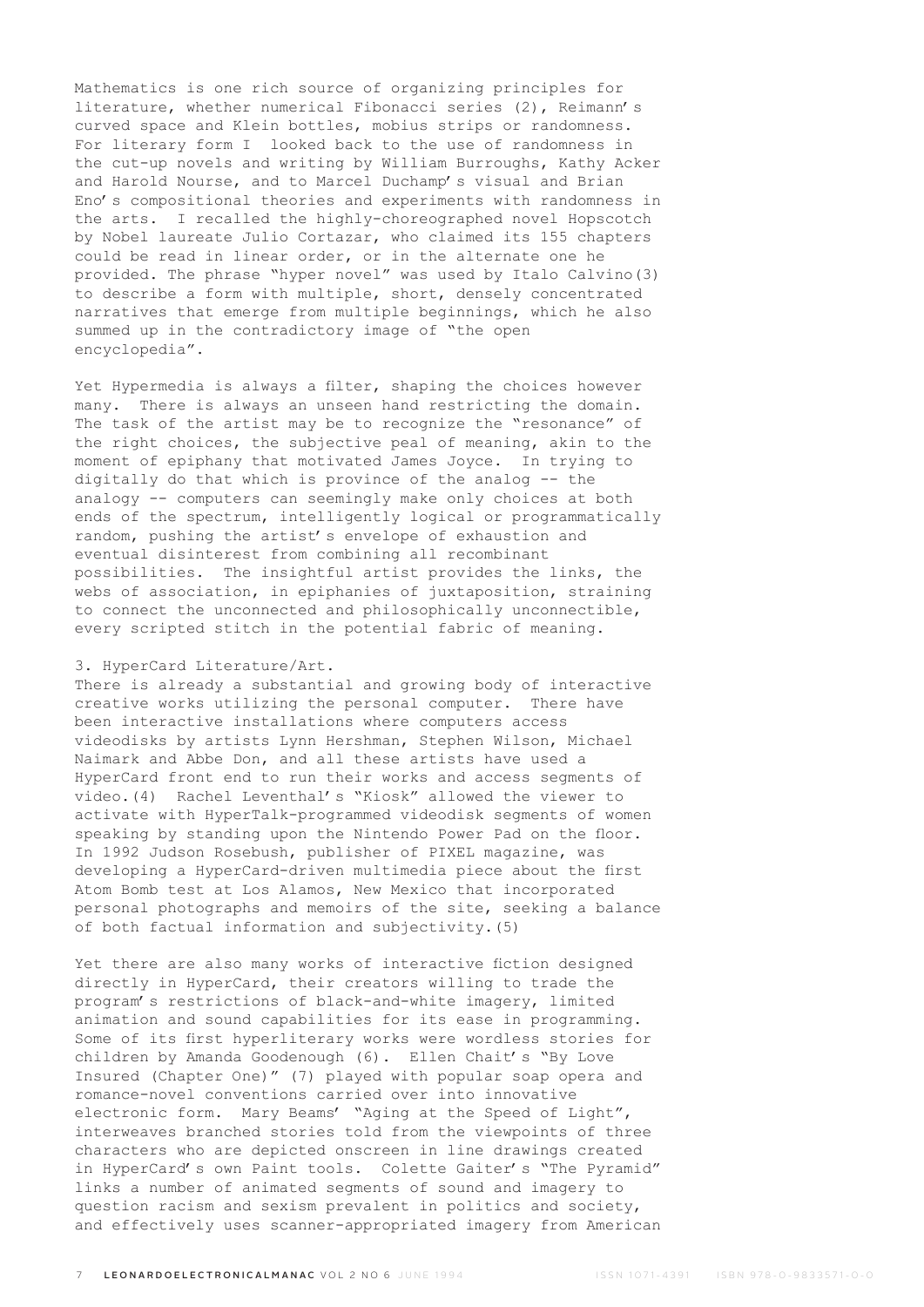Mathematics is one rich source of organizing principles for literature, whether numerical Fibonacci series (2), Reimann's curved space and Klein bottles, mobius strips or randomness. For literary form I looked back to the use of randomness in the cut-up novels and writing by William Burroughs, Kathy Acker and Harold Nourse, and to Marcel Duchamp's visual and Brian Eno's compositional theories and experiments with randomness in the arts. I recalled the highly-choreographed novel Hopscotch by Nobel laureate Julio Cortazar, who claimed its 155 chapters could be read in linear order, or in the alternate one he provided. The phrase "hyper novel" was used by Italo Calvino(3) to describe a form with multiple, short, densely concentrated narratives that emerge from multiple beginnings, which he also summed up in the contradictory image of "the open encyclopedia".

Yet Hypermedia is always a filter, shaping the choices however many. There is always an unseen hand restricting the domain. The task of the artist may be to recognize the "resonance" of the right choices, the subjective peal of meaning, akin to the moment of epiphany that motivated James Joyce. In trying to digitally do that which is province of the analog -- the analogy -- computers can seemingly make only choices at both ends of the spectrum, intelligently logical or programmatically random, pushing the artist's envelope of exhaustion and eventual disinterest from combining all recombinant possibilities. The insightful artist provides the links, the webs of association, in epiphanies of juxtaposition, straining to connect the unconnected and philosophically unconnectible, every scripted stitch in the potential fabric of meaning.

3. HyperCard Literature/Art.

There is already a substantial and growing body of interactive creative works utilizing the personal computer. There have been interactive installations where computers access videodisks by artists Lynn Hershman, Stephen Wilson, Michael Naimark and Abbe Don, and all these artists have used a HyperCard front end to run their works and access segments of video.(4) Rachel Leventhal's "Kiosk" allowed the viewer to activate with HyperTalk-programmed videodisk segments of women speaking by standing upon the Nintendo Power Pad on the floor. In 1992 Judson Rosebush, publisher of PIXEL magazine, was developing a HyperCard-driven multimedia piece about the first Atom Bomb test at Los Alamos, New Mexico that incorporated personal photographs and memoirs of the site, seeking a balance of both factual information and subjectivity.(5)

Yet there are also many works of interactive fiction designed directly in HyperCard, their creators willing to trade the program's restrictions of black-and-white imagery, limited animation and sound capabilities for its ease in programming. Some of its first hyperliterary works were wordless stories for children by Amanda Goodenough (6). Ellen Chait's "By Love Insured (Chapter One)" (7) played with popular soap opera and romance-novel conventions carried over into innovative electronic form. Mary Beams' "Aging at the Speed of Light", interweaves branched stories told from the viewpoints of three characters who are depicted onscreen in line drawings created in HyperCard's own Paint tools. Colette Gaiter's "The Pyramid" links a number of animated segments of sound and imagery to question racism and sexism prevalent in politics and society, and effectively uses scanner-appropriated imagery from American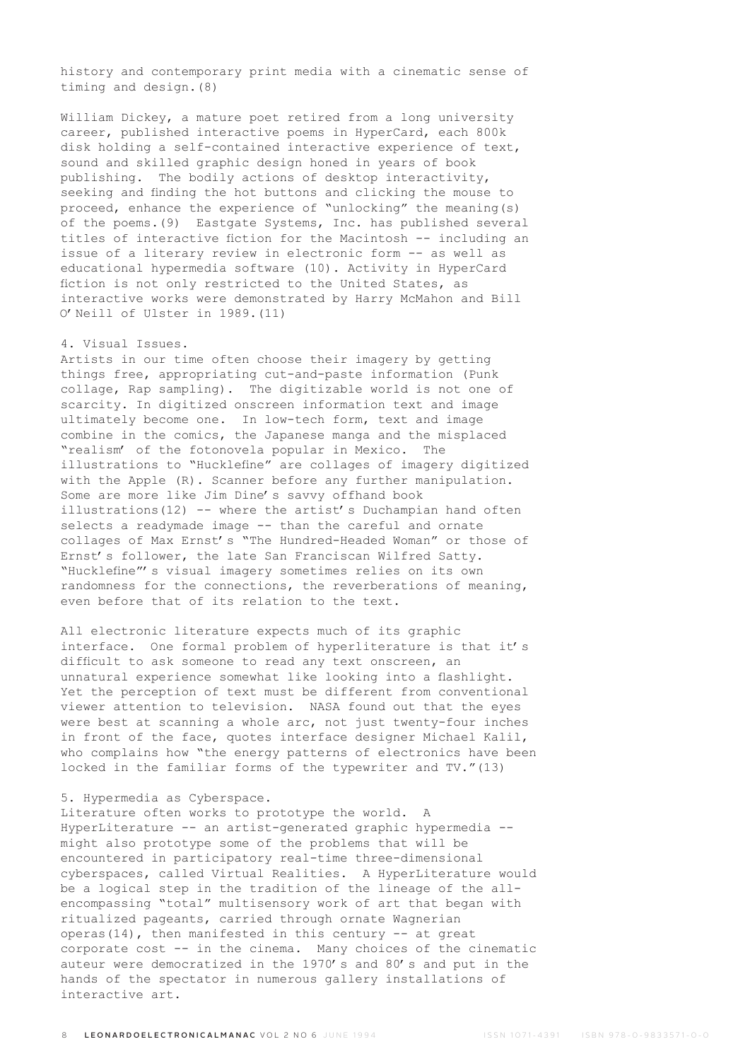history and contemporary print media with a cinematic sense of timing and design.(8)

William Dickey, a mature poet retired from a long university career, published interactive poems in HyperCard, each 800k disk holding a self-contained interactive experience of text, sound and skilled graphic design honed in years of book publishing. The bodily actions of desktop interactivity, seeking and finding the hot buttons and clicking the mouse to proceed, enhance the experience of "unlocking" the meaning(s) of the poems.(9) Eastgate Systems, Inc. has published several titles of interactive fiction for the Macintosh -- including an issue of a literary review in electronic form -- as well as educational hypermedia software (10). Activity in HyperCard fiction is not only restricted to the United States, as interactive works were demonstrated by Harry McMahon and Bill O'Neill of Ulster in 1989.(11)

## 4. Visual Issues.

Artists in our time often choose their imagery by getting things free, appropriating cut-and-paste information (Punk collage, Rap sampling). The digitizable world is not one of scarcity. In digitized onscreen information text and image ultimately become one. In low-tech form, text and image combine in the comics, the Japanese manga and the misplaced "realism' of the fotonovela popular in Mexico. The illustrations to "Hucklefine" are collages of imagery digitized with the Apple (R). Scanner before any further manipulation. Some are more like Jim Dine's savvy offhand book illustrations(12) -- where the artist's Duchampian hand often selects a readymade image -- than the careful and ornate collages of Max Ernst's "The Hundred-Headed Woman" or those of Ernst's follower, the late San Franciscan Wilfred Satty. "Hucklefine"'s visual imagery sometimes relies on its own randomness for the connections, the reverberations of meaning, even before that of its relation to the text.

All electronic literature expects much of its graphic interface. One formal problem of hyperliterature is that it's difficult to ask someone to read any text onscreen, an unnatural experience somewhat like looking into a flashlight. Yet the perception of text must be different from conventional viewer attention to television. NASA found out that the eyes were best at scanning a whole arc, not just twenty-four inches in front of the face, quotes interface designer Michael Kalil, who complains how "the energy patterns of electronics have been locked in the familiar forms of the typewriter and TV."(13)

## 5. Hypermedia as Cyberspace.

Literature often works to prototype the world. A HyperLiterature -- an artist-generated graphic hypermedia -- might also prototype some of the problems that will be encountered in participatory real-time three-dimensional cyberspaces, called Virtual Realities. A HyperLiterature would be a logical step in the tradition of the lineage of the all-encompassing "total" multisensory work of art that began with ritualized pageants, carried through ornate Wagnerian operas(14), then manifested in this century -- at great corporate cost -- in the cinema. Many choices of the cinematic auteur were democratized in the 1970's and 80's and put in the hands of the spectator in numerous gallery installations of interactive art.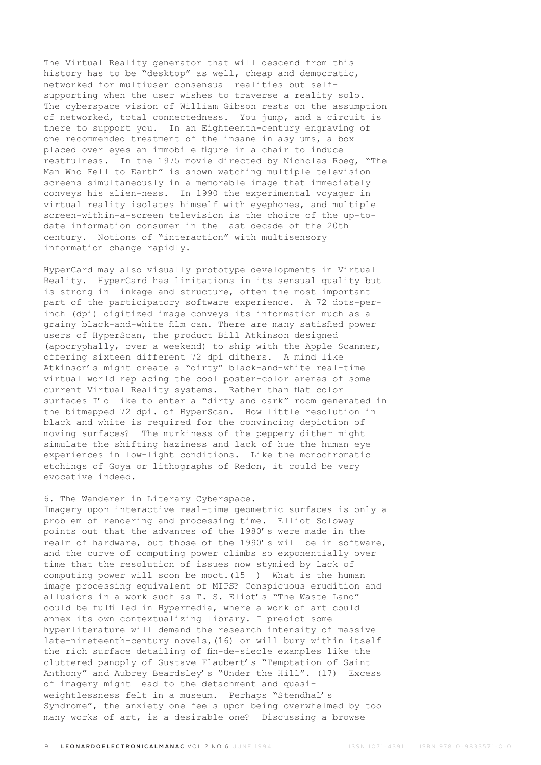The Virtual Reality generator that will descend from this history has to be "desktop" as well, cheap and democratic, networked for multiuser consensual realities but self-supporting when the user wishes to traverse a reality solo. The cyberspace vision of William Gibson rests on the assumption of networked, total connectedness. You jump, and a circuit is there to support you. In an Eighteenth-century engraving of one recommended treatment of the insane in asylums, a box placed over eyes an immobile figure in a chair to induce restfulness. In the 1975 movie directed by Nicholas Roeg, "The Man Who Fell to Earth" is shown watching multiple television screens simultaneously in a memorable image that immediately conveys his alien-ness. In 1990 the experimental voyager in virtual reality isolates himself with eyephones, and multiple screen-within-a-screen television is the choice of the up-to-date information consumer in the last decade of the 20th century. Notions of "interaction" with multisensory information change rapidly.

HyperCard may also visually prototype developments in Virtual Reality. HyperCard has limitations in its sensual quality but is strong in linkage and structure, often the most important part of the participatory software experience. A 72 dots-per-inch (dpi) digitized image conveys its information much as a grainy black-and-white film can. There are many satisfied power users of HyperScan, the product Bill Atkinson designed (apocryphally, over a weekend) to ship with the Apple Scanner, offering sixteen different 72 dpi dithers. A mind like Atkinson's might create a "dirty" black-and-white real-time virtual world replacing the cool poster-color arenas of some current Virtual Reality systems. Rather than flat color surfaces I'd like to enter a "dirty and dark" room generated in the bitmapped 72 dpi. of HyperScan. How little resolution in black and white is required for the convincing depiction of moving surfaces? The murkiness of the peppery dither might simulate the shifting haziness and lack of hue the human eye experiences in low-light conditions. Like the monochromatic etchings of Goya or lithographs of Redon, it could be very evocative indeed.

## 6. The Wanderer in Literary Cyberspace.

Imagery upon interactive real-time geometric surfaces is only a problem of rendering and processing time. Elliot Soloway points out that the advances of the 1980's were made in the realm of hardware, but those of the 1990's will be in software, and the curve of computing power climbs so exponentially over time that the resolution of issues now stymied by lack of computing power will soon be moot.(15 ) What is the human image processing equivalent of MIPS? Conspicuous erudition and allusions in a work such as T. S. Eliot's "The Waste Land" could be fulfilled in Hypermedia, where a work of art could annex its own contextualizing library. I predict some hyperliterature will demand the research intensity of massive late-nineteenth-century novels,(16) or will bury within itself the rich surface detailing of fin-de-siecle examples like the cluttered panoply of Gustave Flaubert's "Temptation of Saint Anthony" and Aubrey Beardsley's "Under the Hill". (17) Excess of imagery might lead to the detachment and quasi-weightlessness felt in a museum. Perhaps "Stendhal's Syndrome", the anxiety one feels upon being overwhelmed by too many works of art, is a desirable one? Discussing a browse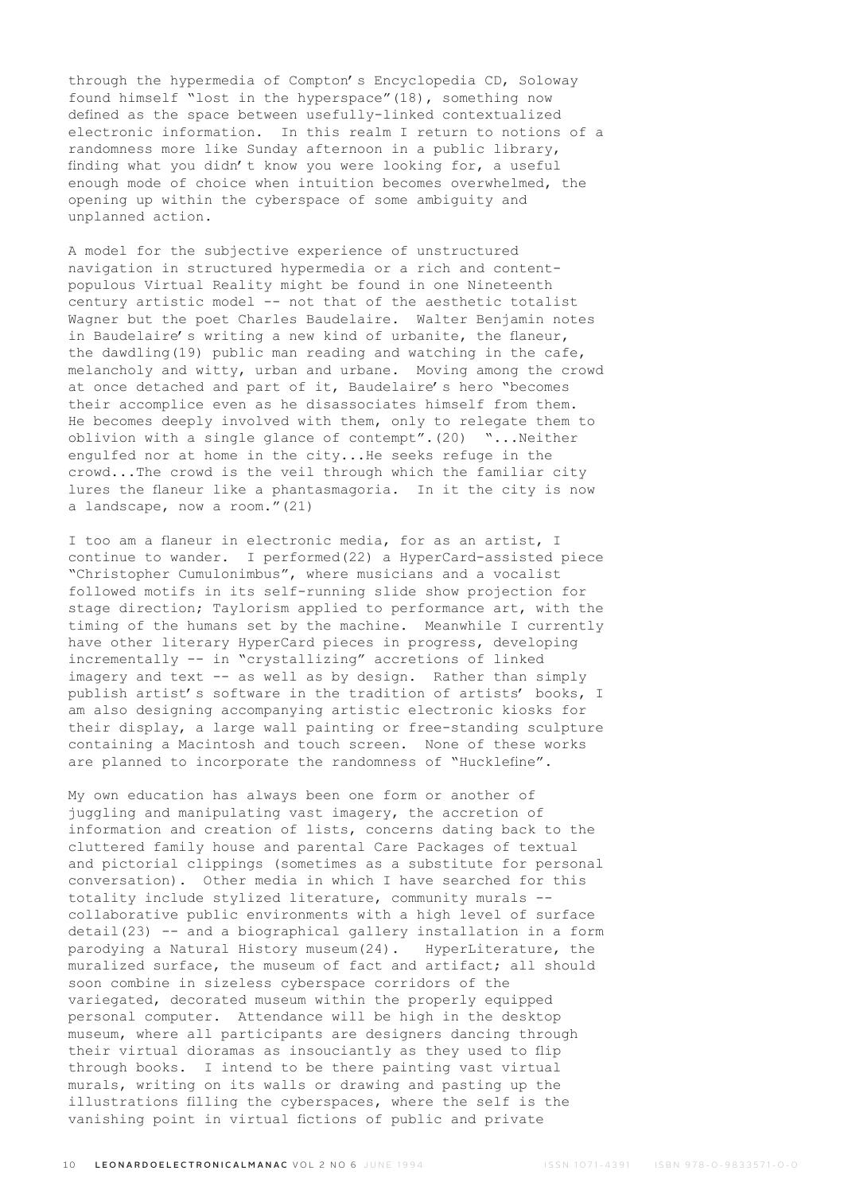through the hypermedia of Compton's Encyclopedia CD, Soloway found himself "lost in the hyperspace"(18), something now defined as the space between usefully-linked contextualized electronic information. In this realm I return to notions of a randomness more like Sunday afternoon in a public library, finding what you didn't know you were looking for, a useful enough mode of choice when intuition becomes overwhelmed, the opening up within the cyberspace of some ambiguity and unplanned action.

A model for the subjective experience of unstructured navigation in structured hypermedia or a rich and content-populous Virtual Reality might be found in one Nineteenth century artistic model -- not that of the aesthetic totalist Wagner but the poet Charles Baudelaire. Walter Benjamin notes in Baudelaire's writing a new kind of urbanite, the flaneur, the dawdling(19) public man reading and watching in the cafe, melancholy and witty, urban and urbane. Moving among the crowd at once detached and part of it, Baudelaire's hero "becomes their accomplice even as he disassociates himself from them. He becomes deeply involved with them, only to relegate them to oblivion with a single glance of contempt".(20) "...Neither engulfed nor at home in the city...He seeks refuge in the crowd...The crowd is the veil through which the familiar city lures the flaneur like a phantasmagoria. In it the city is now a landscape, now a room."(21)

I too am a flaneur in electronic media, for as an artist, I continue to wander. I performed(22) a HyperCard-assisted piece "Christopher Cumulonimbus", where musicians and a vocalist followed motifs in its self-running slide show projection for stage direction; Taylorism applied to performance art, with the timing of the humans set by the machine. Meanwhile I currently have other literary HyperCard pieces in progress, developing incrementally -- in "crystallizing" accretions of linked imagery and text -- as well as by design. Rather than simply publish artist's software in the tradition of artists' books, I am also designing accompanying artistic electronic kiosks for their display, a large wall painting or free-standing sculpture containing a Macintosh and touch screen. None of these works are planned to incorporate the randomness of "Hucklefine".

My own education has always been one form or another of juggling and manipulating vast imagery, the accretion of information and creation of lists, concerns dating back to the cluttered family house and parental Care Packages of textual and pictorial clippings (sometimes as a substitute for personal conversation). Other media in which I have searched for this totality include stylized literature, community murals -- collaborative public environments with a high level of surface detail(23) -- and a biographical gallery installation in a form parodying a Natural History museum(24). HyperLiterature, the muralized surface, the museum of fact and artifact; all should soon combine in sizeless cyberspace corridors of the variegated, decorated museum within the properly equipped personal computer. Attendance will be high in the desktop museum, where all participants are designers dancing through their virtual dioramas as insouciantly as they used to flip through books. I intend to be there painting vast virtual murals, writing on its walls or drawing and pasting up the illustrations filling the cyberspaces, where the self is the vanishing point in virtual fictions of public and private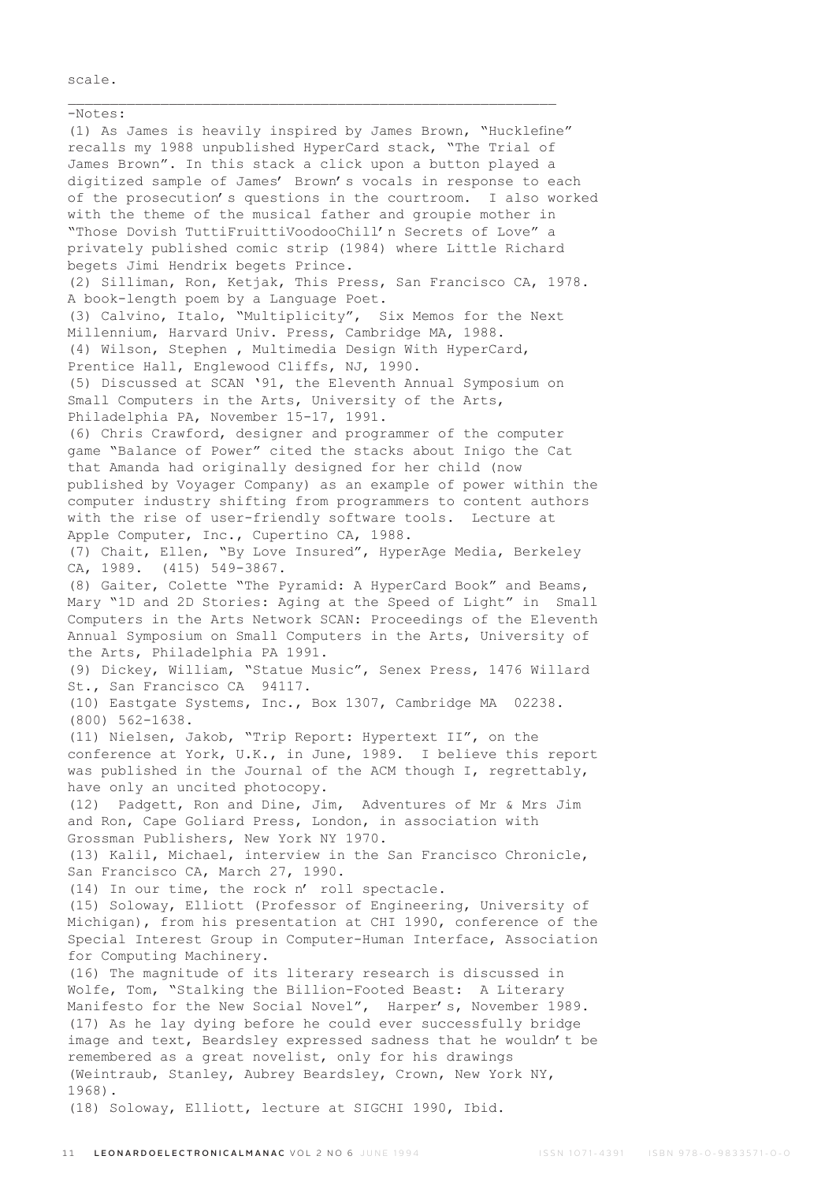scale.

---

-Notes:

(1) As James is heavily inspired by James Brown, "Hucklefine" recalls my 1988 unpublished HyperCard stack, "The Trial of James Brown". In this stack a click upon a button played a digitized sample of James' Brown's vocals in response to each of the prosecution's questions in the courtroom. I also worked with the theme of the musical father and groupie mother in "Those Dovish TuttiFruittiVoodooChill'n Secrets of Love" a privately published comic strip (1984) where Little Richard begets Jimi Hendrix begets Prince.

(2) Silliman, Ron, Ketjak, This Press, San Francisco CA, 1978. A book-length poem by a Language Poet.

(3) Calvino, Italo, "Multiplicity", Six Memos for the Next Millennium, Harvard Univ. Press, Cambridge MA, 1988.

(4) Wilson, Stephen , Multimedia Design With HyperCard, Prentice Hall, Englewood Cliffs, NJ, 1990.

(5) Discussed at SCAN '91, the Eleventh Annual Symposium on Small Computers in the Arts, University of the Arts, Philadelphia PA, November 15-17, 1991.

(6) Chris Crawford, designer and programmer of the computer game "Balance of Power" cited the stacks about Inigo the Cat that Amanda had originally designed for her child (now published by Voyager Company) as an example of power within the computer industry shifting from programmers to content authors with the rise of user-friendly software tools. Lecture at Apple Computer, Inc., Cupertino CA, 1988.

(7) Chait, Ellen, "By Love Insured", HyperAge Media, Berkeley CA, 1989. (415) 549-3867.

(8) Gaiter, Colette "The Pyramid: A HyperCard Book" and Beams, Mary "1D and 2D Stories: Aging at the Speed of Light" in Small Computers in the Arts Network SCAN: Proceedings of the Eleventh Annual Symposium on Small Computers in the Arts, University of the Arts, Philadelphia PA 1991.

(9) Dickey, William, "Statue Music", Senex Press, 1476 Willard St., San Francisco CA 94117.

(10) Eastgate Systems, Inc., Box 1307, Cambridge MA 02238. (800) 562-1638.

(11) Nielsen, Jakob, "Trip Report: Hypertext II", on the conference at York, U.K., in June, 1989. I believe this report was published in the Journal of the ACM though I, regrettably, have only an uncited photocopy.

(12) Padgett, Ron and Dine, Jim, Adventures of Mr & Mrs Jim and Ron, Cape Goliard Press, London, in association with Grossman Publishers, New York NY 1970.

(13) Kalil, Michael, interview in the San Francisco Chronicle, San Francisco CA, March 27, 1990.

(14) In our time, the rock n' roll spectacle.

(15) Soloway, Elliott (Professor of Engineering, University of Michigan), from his presentation at CHI 1990, conference of the Special Interest Group in Computer-Human Interface, Association for Computing Machinery.

(16) The magnitude of its literary research is discussed in Wolfe, Tom, "Stalking the Billion-Footed Beast: A Literary Manifesto for the New Social Novel", Harper's, November 1989.

(17) As he lay dying before he could ever successfully bridge image and text, Beardsley expressed sadness that he wouldn't be remembered as a great novelist, only for his drawings (Weintraub, Stanley, Aubrey Beardsley, Crown, New York NY, 1968).

(18) Soloway, Elliott, lecture at SIGCHI 1990, Ibid.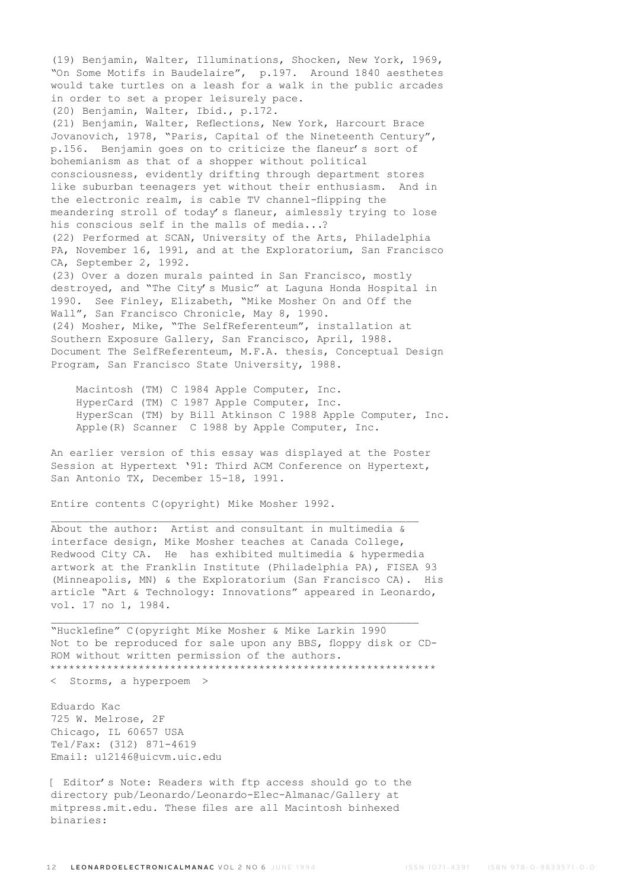(19) Benjamin, Walter, Illuminations, Shocken, New York, 1969, "On Some Motifs in Baudelaire", p.197. Around 1840 aesthetes would take turtles on a leash for a walk in the public arcades in order to set a proper leisurely pace.
(20) Benjamin, Walter, Ibid., p.172.
(21) Benjamin, Walter, Reflections, New York, Harcourt Brace Jovanovich, 1978, "Paris, Capital of the Nineteenth Century", p.156. Benjamin goes on to criticize the flaneur's sort of bohemianism as that of a shopper without political consciousness, evidently drifting through department stores like suburban teenagers yet without their enthusiasm. And in the electronic realm, is cable TV channel-flipping the meandering stroll of today's flaneur, aimlessly trying to lose his conscious self in the malls of media...?
(22) Performed at SCAN, University of the Arts, Philadelphia PA, November 16, 1991, and at the Exploratorium, San Francisco CA, September 2, 1992.
(23) Over a dozen murals painted in San Francisco, mostly destroyed, and "The City's Music" at Laguna Honda Hospital in 1990. See Finley, Elizabeth, "Mike Mosher On and Off the Wall", San Francisco Chronicle, May 8, 1990.
(24) Mosher, Mike, "The SelfReferenteum", installation at Southern Exposure Gallery, San Francisco, April, 1988. Document The SelfReferenteum, M.F.A. thesis, Conceptual Design Program, San Francisco State University, 1988.

Macintosh (TM) C 1984 Apple Computer, Inc.
HyperCard (TM) C 1987 Apple Computer, Inc.
HyperScan (TM) by Bill Atkinson C 1988 Apple Computer, Inc.
Apple(R) Scanner C 1988 by Apple Computer, Inc.

An earlier version of this essay was displayed at the Poster Session at Hypertext '91: Third ACM Conference on Hypertext, San Antonio TX, December 15-18, 1991.

Entire contents C(opyright) Mike Mosher 1992.

---

About the author: Artist and consultant in multimedia & interface design, Mike Mosher teaches at Canada College, Redwood City CA. He has exhibited multimedia & hypermedia artwork at the Franklin Institute (Philadelphia PA), FISEA 93 (Minneapolis, MN) & the Exploratorium (San Francisco CA). His article "Art & Technology: Innovations" appeared in Leonardo, vol. 17 no 1, 1984.

---

"Hucklefine" C(opyright Mike Mosher & Mike Larkin 1990
Not to be reproduced for sale upon any BBS, floppy disk or CD-ROM without written permission of the authors.
*************************************************************

< Storms, a hyperpoem >

Eduardo Kac
725 W. Melrose, 2F
Chicago, IL 60657 USA
Tel/Fax: (312) 871-4619
Email: u12146@uicvm.uic.edu

[ Editor's Note: Readers with ftp access should go to the directory pub/Leonardo/Leonardo-Elec-Almanac/Gallery at mitpress.mit.edu. These files are all Macintosh binhexed binaries: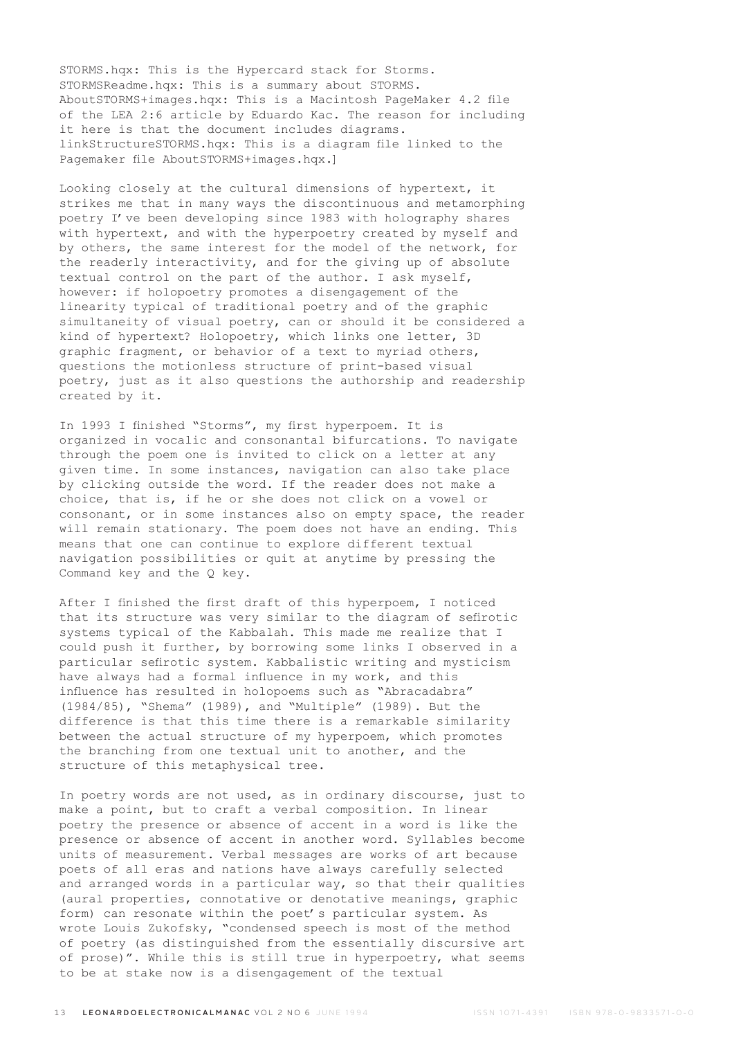STORMS.hqx: This is the Hypercard stack for Storms.
STORMSReadme.hqx: This is a summary about STORMS.
AboutSTORMS+images.hqx: This is a Macintosh PageMaker 4.2 file of the LEA 2:6 article by Eduardo Kac. The reason for including it here is that the document includes diagrams.
linkStructureSTORMS.hqx: This is a diagram file linked to the Pagemaker file AboutSTORMS+images.hqx.]

Looking closely at the cultural dimensions of hypertext, it strikes me that in many ways the discontinuous and metamorphing poetry I've been developing since 1983 with holography shares with hypertext, and with the hyperpoetry created by myself and by others, the same interest for the model of the network, for the readerly interactivity, and for the giving up of absolute textual control on the part of the author. I ask myself, however: if holopoetry promotes a disengagement of the linearity typical of traditional poetry and of the graphic simultaneity of visual poetry, can or should it be considered a kind of hypertext? Holopoetry, which links one letter, 3D graphic fragment, or behavior of a text to myriad others, questions the motionless structure of print-based visual poetry, just as it also questions the authorship and readership created by it.

In 1993 I finished "Storms", my first hyperpoem. It is organized in vocalic and consonantal bifurcations. To navigate through the poem one is invited to click on a letter at any given time. In some instances, navigation can also take place by clicking outside the word. If the reader does not make a choice, that is, if he or she does not click on a vowel or consonant, or in some instances also on empty space, the reader will remain stationary. The poem does not have an ending. This means that one can continue to explore different textual navigation possibilities or quit at anytime by pressing the Command key and the Q key.

After I finished the first draft of this hyperpoem, I noticed that its structure was very similar to the diagram of sefirotic systems typical of the Kabbalah. This made me realize that I could push it further, by borrowing some links I observed in a particular sefirotic system. Kabbalistic writing and mysticism have always had a formal influence in my work, and this influence has resulted in holopoems such as "Abracadabra" (1984/85), "Shema" (1989), and "Multiple" (1989). But the difference is that this time there is a remarkable similarity between the actual structure of my hyperpoem, which promotes the branching from one textual unit to another, and the structure of this metaphysical tree.

In poetry words are not used, as in ordinary discourse, just to make a point, but to craft a verbal composition. In linear poetry the presence or absence of accent in a word is like the presence or absence of accent in another word. Syllables become units of measurement. Verbal messages are works of art because poets of all eras and nations have always carefully selected and arranged words in a particular way, so that their qualities (aural properties, connotative or denotative meanings, graphic form) can resonate within the poet's particular system. As wrote Louis Zukofsky, "condensed speech is most of the method of poetry (as distinguished from the essentially discursive art of prose)". While this is still true in hyperpoetry, what seems to be at stake now is a disengagement of the textual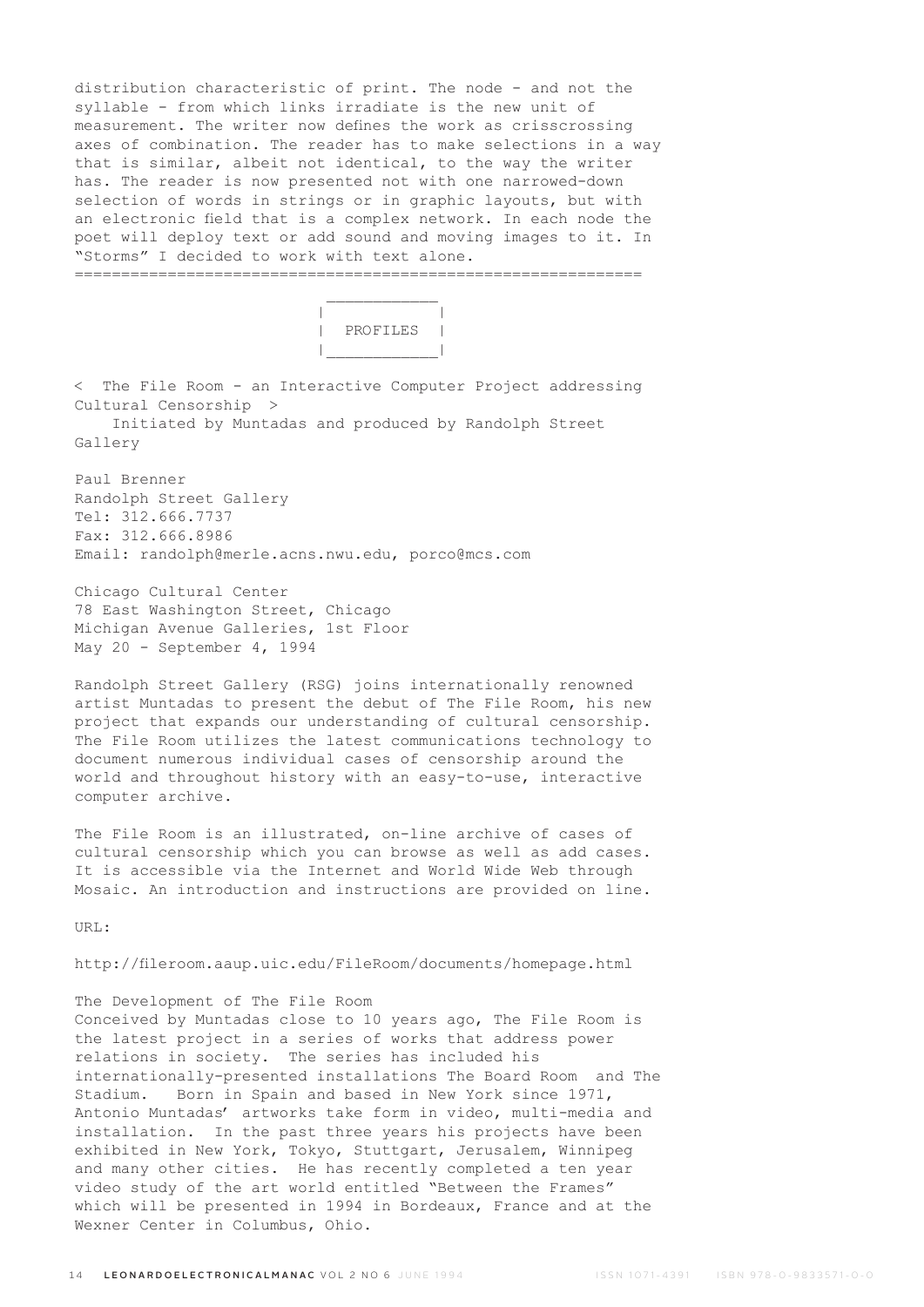distribution characteristic of print. The node - and not the syllable - from which links irradiate is the new unit of measurement. The writer now defines the work as crisscrossing axes of combination. The reader has to make selections in a way that is similar, albeit not identical, to the way the writer has. The reader is now presented not with one narrowed-down selection of words in strings or in graphic layouts, but with an electronic field that is a complex network. In each node the poet will deploy text or add sound and moving images to it. In "Storms" I decided to work with text alone.

---

## PROFILES

< The File Room - an Interactive Computer Project addressing Cultural Censorship >

Initiated by Muntadas and produced by Randolph Street Gallery

Paul Brenner
Randolph Street Gallery
Tel: 312.666.7737
Fax: 312.666.8986
Email: randolph@merle.acns.nwu.edu, porco@mcs.com

Chicago Cultural Center
78 East Washington Street, Chicago
Michigan Avenue Galleries, 1st Floor
May 20 - September 4, 1994

Randolph Street Gallery (RSG) joins internationally renowned artist Muntadas to present the debut of The File Room, his new project that expands our understanding of cultural censorship. The File Room utilizes the latest communications technology to document numerous individual cases of censorship around the world and throughout history with an easy-to-use, interactive computer archive.

The File Room is an illustrated, on-line archive of cases of cultural censorship which you can browse as well as add cases. It is accessible via the Internet and World Wide Web through Mosaic. An introduction and instructions are provided on line.

URL:

http://fileroom.aaup.uic.edu/FileRoom/documents/homepage.html

The Development of The File Room

Conceived by Muntadas close to 10 years ago, The File Room is the latest project in a series of works that address power relations in society. The series has included his internationally-presented installations The Board Room and The Stadium. Born in Spain and based in New York since 1971, Antonio Muntadas' artworks take form in video, multi-media and installation. In the past three years his projects have been exhibited in New York, Tokyo, Stuttgart, Jerusalem, Winnipeg and many other cities. He has recently completed a ten year video study of the art world entitled "Between the Frames" which will be presented in 1994 in Bordeaux, France and at the Wexner Center in Columbus, Ohio.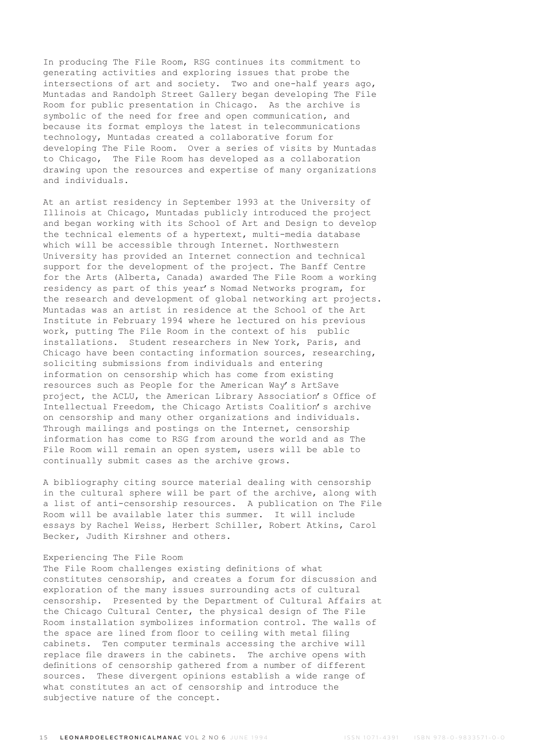In producing The File Room, RSG continues its commitment to generating activities and exploring issues that probe the intersections of art and society. Two and one-half years ago, Muntadas and Randolph Street Gallery began developing The File Room for public presentation in Chicago. As the archive is symbolic of the need for free and open communication, and because its format employs the latest in telecommunications technology, Muntadas created a collaborative forum for developing The File Room. Over a series of visits by Muntadas to Chicago, The File Room has developed as a collaboration drawing upon the resources and expertise of many organizations and individuals.

At an artist residency in September 1993 at the University of Illinois at Chicago, Muntadas publicly introduced the project and began working with its School of Art and Design to develop the technical elements of a hypertext, multi-media database which will be accessible through Internet. Northwestern University has provided an Internet connection and technical support for the development of the project. The Banff Centre for the Arts (Alberta, Canada) awarded The File Room a working residency as part of this year's Nomad Networks program, for the research and development of global networking art projects. Muntadas was an artist in residence at the School of the Art Institute in February 1994 where he lectured on his previous work, putting The File Room in the context of his public installations. Student researchers in New York, Paris, and Chicago have been contacting information sources, researching, soliciting submissions from individuals and entering information on censorship which has come from existing resources such as People for the American Way's ArtSave project, the ACLU, the American Library Association's Office of Intellectual Freedom, the Chicago Artists Coalition's archive on censorship and many other organizations and individuals. Through mailings and postings on the Internet, censorship information has come to RSG from around the world and as The File Room will remain an open system, users will be able to continually submit cases as the archive grows.

A bibliography citing source material dealing with censorship in the cultural sphere will be part of the archive, along with a list of anti-censorship resources. A publication on The File Room will be available later this summer. It will include essays by Rachel Weiss, Herbert Schiller, Robert Atkins, Carol Becker, Judith Kirshner and others.

### Experiencing The File Room

The File Room challenges existing definitions of what constitutes censorship, and creates a forum for discussion and exploration of the many issues surrounding acts of cultural censorship. Presented by the Department of Cultural Affairs at the Chicago Cultural Center, the physical design of The File Room installation symbolizes information control. The walls of the space are lined from floor to ceiling with metal filing cabinets. Ten computer terminals accessing the archive will replace file drawers in the cabinets. The archive opens with definitions of censorship gathered from a number of different sources. These divergent opinions establish a wide range of what constitutes an act of censorship and introduce the subjective nature of the concept.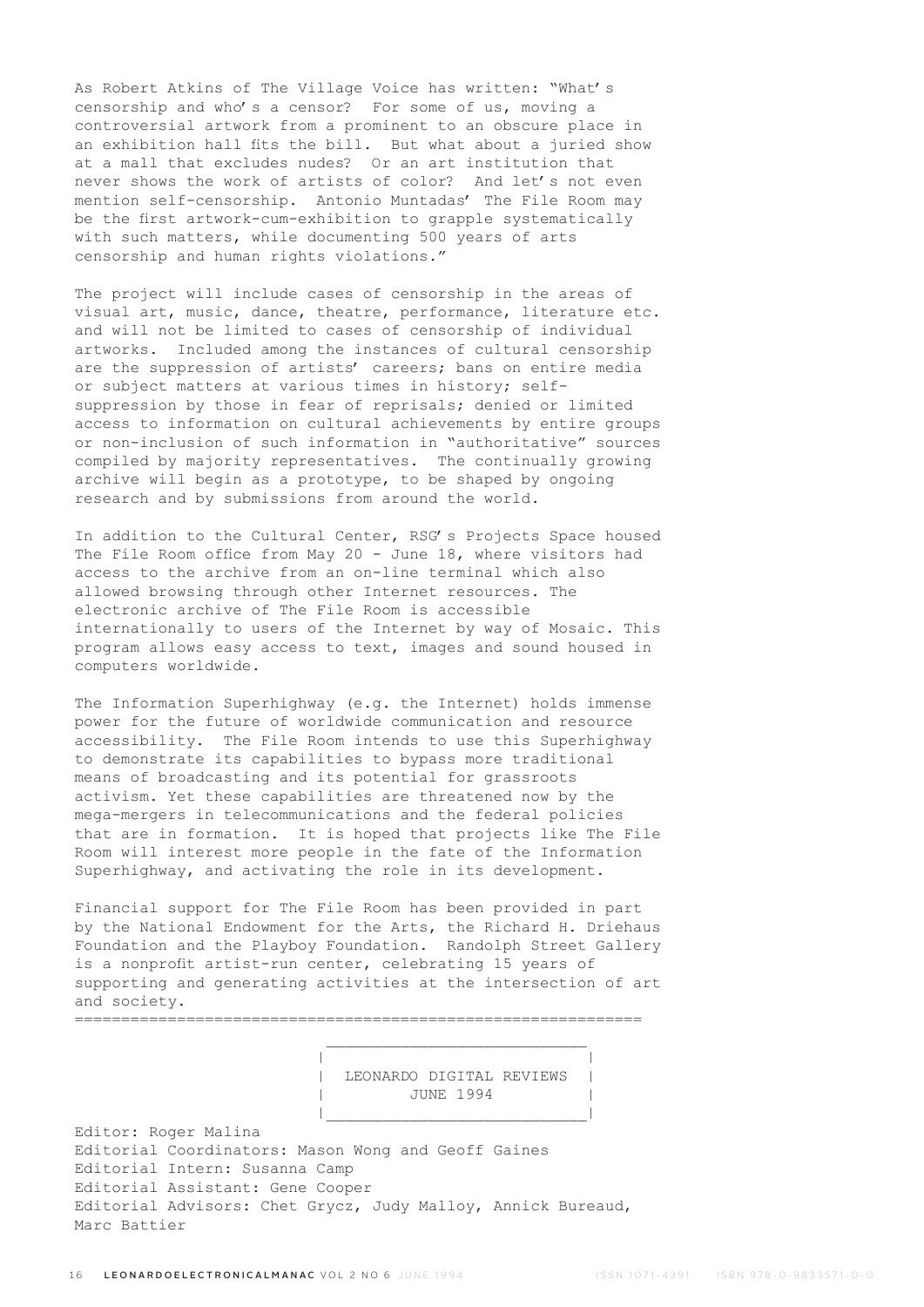As Robert Atkins of The Village Voice has written: "What's censorship and who's a censor? For some of us, moving a controversial artwork from a prominent to an obscure place in an exhibition hall fits the bill. But what about a juried show at a mall that excludes nudes? Or an art institution that never shows the work of artists of color? And let's not even mention self-censorship. Antonio Muntadas' The File Room may be the first artwork-cum-exhibition to grapple systematically with such matters, while documenting 500 years of arts censorship and human rights violations."

The project will include cases of censorship in the areas of visual art, music, dance, theatre, performance, literature etc. and will not be limited to cases of censorship of individual artworks. Included among the instances of cultural censorship are the suppression of artists' careers; bans on entire media or subject matters at various times in history; self-suppression by those in fear of reprisals; denied or limited access to information on cultural achievements by entire groups or non-inclusion of such information in "authoritative" sources compiled by majority representatives. The continually growing archive will begin as a prototype, to be shaped by ongoing research and by submissions from around the world.

In addition to the Cultural Center, RSG's Projects Space housed The File Room office from May 20 - June 18, where visitors had access to the archive from an on-line terminal which also allowed browsing through other Internet resources. The electronic archive of The File Room is accessible internationally to users of the Internet by way of Mosaic. This program allows easy access to text, images and sound housed in computers worldwide.

The Information Superhighway (e.g. the Internet) holds immense power for the future of worldwide communication and resource accessibility. The File Room intends to use this Superhighway to demonstrate its capabilities to bypass more traditional means of broadcasting and its potential for grassroots activism. Yet these capabilities are threatened now by the mega-mergers in telecommunications and the federal policies that are in formation. It is hoped that projects like The File Room will interest more people in the fate of the Information Superhighway, and activating the role in its development.

Financial support for The File Room has been provided in part by the National Endowment for the Arts, the Richard H. Driehaus Foundation and the Playboy Foundation. Randolph Street Gallery is a nonprofit artist-run center, celebrating 15 years of supporting and generating activities at the intersection of art and society.

=============================================================

## LEONARDO DIGITAL REVIEWS
## JUNE 1994

Editor: Roger Malina
Editorial Coordinators: Mason Wong and Geoff Gaines
Editorial Intern: Susanna Camp
Editorial Assistant: Gene Cooper
Editorial Advisors: Chet Grycz, Judy Malloy, Annick Bureaud, Marc Battier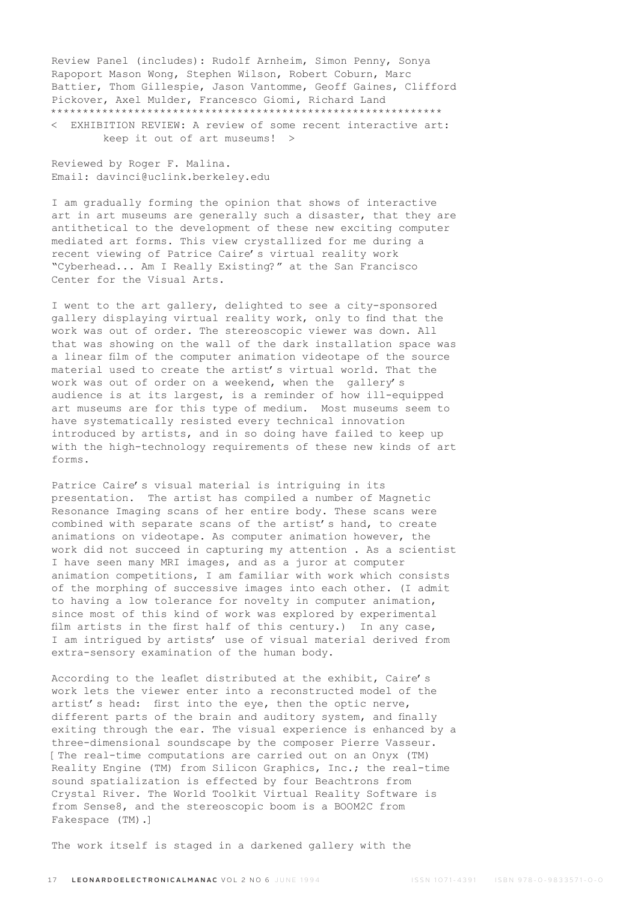Review Panel (includes): Rudolf Arnheim, Simon Penny, Sonya Rapoport Mason Wong, Stephen Wilson, Robert Coburn, Marc Battier, Thom Gillespie, Jason Vantomme, Geoff Gaines, Clifford Pickover, Axel Mulder, Francesco Giomi, Richard Land

*************************************************************

< EXHIBITION REVIEW: A review of some recent interactive art: keep it out of art museums! >

Reviewed by Roger F. Malina.
Email: davinci@uclink.berkeley.edu

I am gradually forming the opinion that shows of interactive art in art museums are generally such a disaster, that they are antithetical to the development of these new exciting computer mediated art forms. This view crystallized for me during a recent viewing of Patrice Caire's virtual reality work "Cyberhead... Am I Really Existing?" at the San Francisco Center for the Visual Arts.

I went to the art gallery, delighted to see a city-sponsored gallery displaying virtual reality work, only to find that the work was out of order. The stereoscopic viewer was down. All that was showing on the wall of the dark installation space was a linear film of the computer animation videotape of the source material used to create the artist's virtual world. That the work was out of order on a weekend, when the gallery's audience is at its largest, is a reminder of how ill-equipped art museums are for this type of medium. Most museums seem to have systematically resisted every technical innovation introduced by artists, and in so doing have failed to keep up with the high-technology requirements of these new kinds of art forms.

Patrice Caire's visual material is intriguing in its presentation. The artist has compiled a number of Magnetic Resonance Imaging scans of her entire body. These scans were combined with separate scans of the artist's hand, to create animations on videotape. As computer animation however, the work did not succeed in capturing my attention . As a scientist I have seen many MRI images, and as a juror at computer animation competitions, I am familiar with work which consists of the morphing of successive images into each other. (I admit to having a low tolerance for novelty in computer animation, since most of this kind of work was explored by experimental film artists in the first half of this century.) In any case, I am intrigued by artists' use of visual material derived from extra-sensory examination of the human body.

According to the leaflet distributed at the exhibit, Caire's work lets the viewer enter into a reconstructed model of the artist's head: first into the eye, then the optic nerve, different parts of the brain and auditory system, and finally exiting through the ear. The visual experience is enhanced by a three-dimensional soundscape by the composer Pierre Vasseur. [The real-time computations are carried out on an Onyx (TM) Reality Engine (TM) from Silicon Graphics, Inc.; the real-time sound spatialization is effected by four Beachtrons from Crystal River. The World Toolkit Virtual Reality Software is from Sense8, and the stereoscopic boom is a BOOM2C from Fakespace (TM).]

The work itself is staged in a darkened gallery with the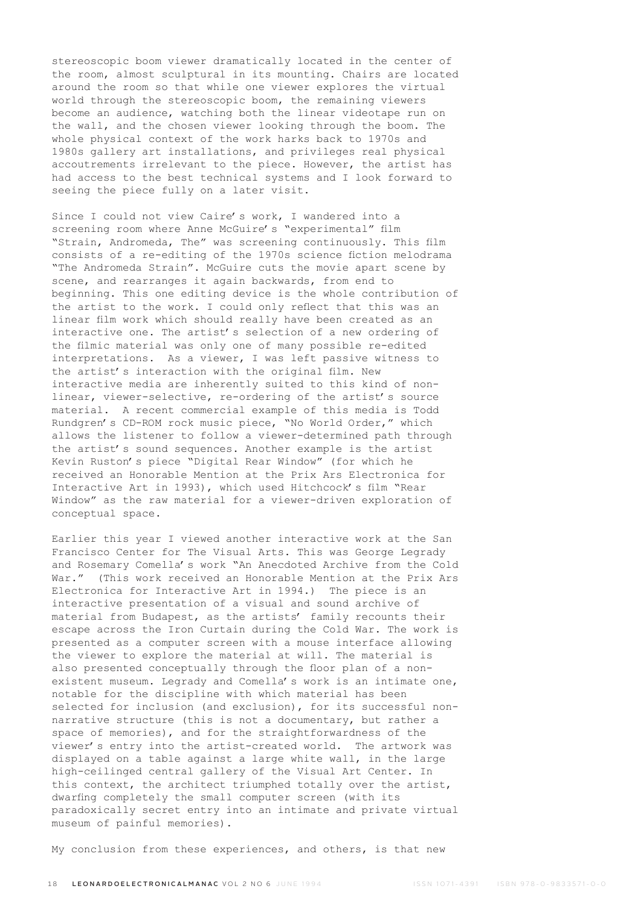stereoscopic boom viewer dramatically located in the center of the room, almost sculptural in its mounting. Chairs are located around the room so that while one viewer explores the virtual world through the stereoscopic boom, the remaining viewers become an audience, watching both the linear videotape run on the wall, and the chosen viewer looking through the boom. The whole physical context of the work harks back to 1970s and 1980s gallery art installations, and privileges real physical accoutrements irrelevant to the piece. However, the artist has had access to the best technical systems and I look forward to seeing the piece fully on a later visit.

Since I could not view Caire's work, I wandered into a screening room where Anne McGuire's "experimental" film "Strain, Andromeda, The" was screening continuously. This film consists of a re-editing of the 1970s science fiction melodrama "The Andromeda Strain". McGuire cuts the movie apart scene by scene, and rearranges it again backwards, from end to beginning. This one editing device is the whole contribution of the artist to the work. I could only reflect that this was a linear film work which should really have been created as an interactive one. The artist's selection of a new ordering of the filmic material was only one of many possible re-edited interpretations. As a viewer, I was left passive witness to the artist's interaction with the original film. New interactive media are inherently suited to this kind of non-linear, viewer-selective, re-ordering of the artist's source material. A recent commercial example of this media is Todd Rundgren's CD-ROM rock music piece, "No World Order," which allows the listener to follow a viewer-determined path through the artist's sound sequences. Another example is the artist Kevin Ruston's piece "Digital Rear Window" (for which he received an Honorable Mention at the Prix Ars Electronica for Interactive Art in 1993), which used Hitchcock's film "Rear Window" as the raw material for a viewer-driven exploration of conceptual space.

Earlier this year I viewed another interactive work at the San Francisco Center for The Visual Arts. This was George Legrady and Rosemary Comella's work "An Anecdoted Archive from the Cold War." (This work received an Honorable Mention at the Prix Ars Electronica for Interactive Art in 1994.) The piece is an interactive presentation of a visual and sound archive of material from Budapest, as the artists' family recounts their escape across the Iron Curtain during the Cold War. The work is presented as a computer screen with a mouse interface allowing the viewer to explore the material at will. The material is also presented conceptually through the floor plan of a non-existent museum. Legrady and Comella's work is an intimate one, notable for the discipline with which material has been selected for inclusion (and exclusion), for its successful non-narrative structure (this is not a documentary, but rather a space of memories), and for the straightforwardness of the viewer's entry into the artist-created world. The artwork was displayed on a table against a large white wall, in the large high-ceilinged central gallery of the Visual Art Center. In this context, the architect triumphed totally over the artist, dwarfing completely the small computer screen (with its paradoxically secret entry into an intimate and private virtual museum of painful memories).

My conclusion from these experiences, and others, is that new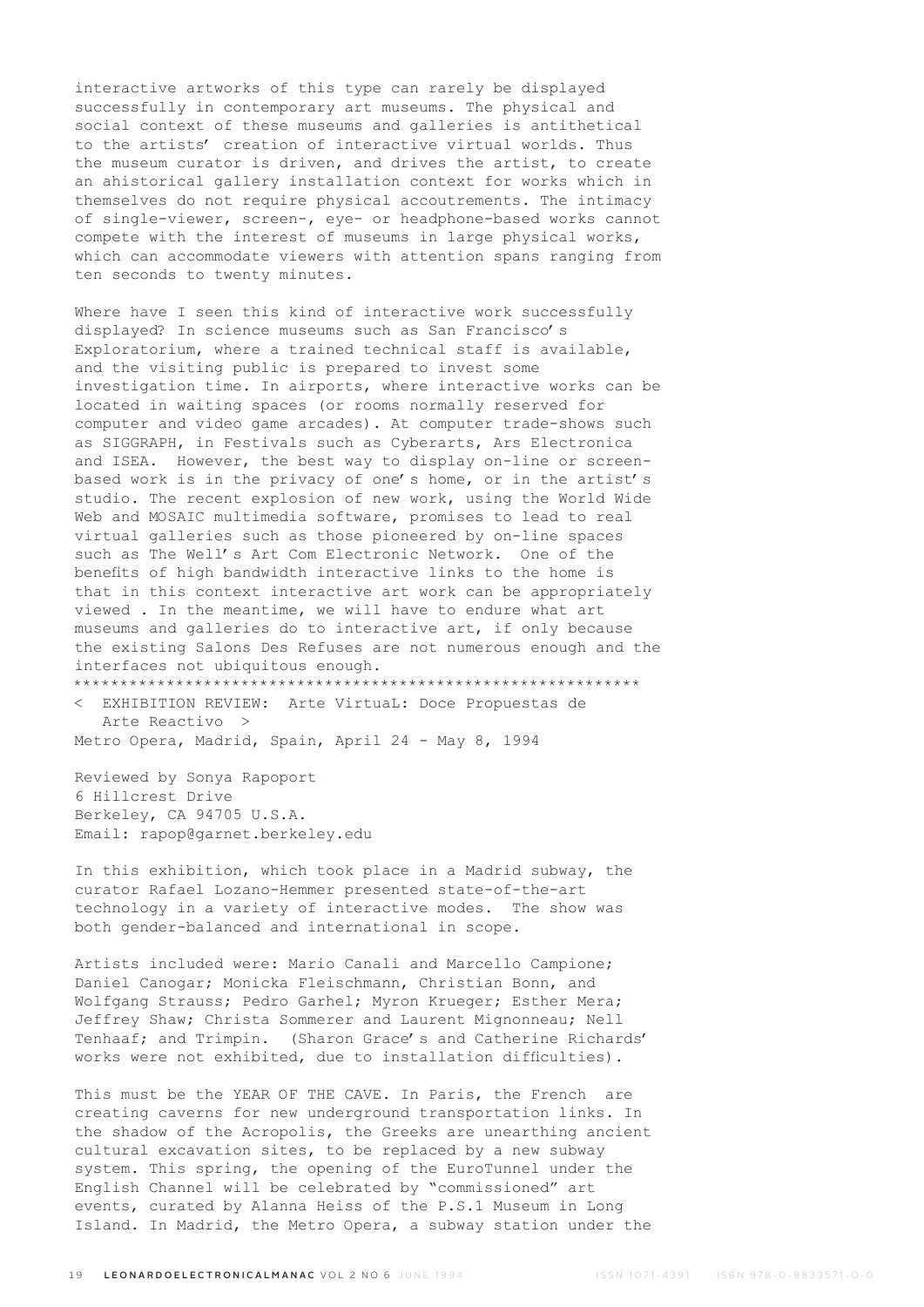interactive artworks of this type can rarely be displayed successfully in contemporary art museums. The physical and social context of these museums and galleries is antithetical to the artists' creation of interactive virtual worlds. Thus the museum curator is driven, and drives the artist, to create an ahistorical gallery installation context for works which in themselves do not require physical accoutrements. The intimacy of single-viewer, screen-, eye- or headphone-based works cannot compete with the interest of museums in large physical works, which can accommodate viewers with attention spans ranging from ten seconds to twenty minutes.

Where have I seen this kind of interactive work successfully displayed? In science museums such as San Francisco's Exploratorium, where a trained technical staff is available, and the visiting public is prepared to invest some investigation time. In airports, where interactive works can be located in waiting spaces (or rooms normally reserved for computer and video game arcades). At computer trade-shows such as SIGGRAPH, in Festivals such as Cyberarts, Ars Electronica and ISEA. However, the best way to display on-line or screen-based work is in the privacy of one's home, or in the artist's studio. The recent explosion of new work, using the World Wide Web and MOSAIC multimedia software, promises to lead to real virtual galleries such as those pioneered by on-line spaces such as The Well's Art Com Electronic Network. One of the benefits of high bandwidth interactive links to the home is that in this context interactive art work can be appropriately viewed . In the meantime, we will have to endure what art museums and galleries do to interactive art, if only because the existing Salons Des Refuses are not numerous enough and the interfaces not ubiquitous enough.

*************************************************************

## < EXHIBITION REVIEW: Arte VirtuaL: Doce Propuestas de Arte Reactivo >

Metro Opera, Madrid, Spain, April 24 - May 8, 1994

Reviewed by Sonya Rapoport
6 Hillcrest Drive
Berkeley, CA 94705 U.S.A.
Email: rapop@garnet.berkeley.edu

In this exhibition, which took place in a Madrid subway, the curator Rafael Lozano-Hemmer presented state-of-the-art technology in a variety of interactive modes. The show was both gender-balanced and international in scope.

Artists included were: Mario Canali and Marcello Campione; Daniel Canogar; Monicka Fleischmann, Christian Bonn, and Wolfgang Strauss; Pedro Garhel; Myron Krueger; Esther Mera; Jeffrey Shaw; Christa Sommerer and Laurent Mignonneau; Nell Tenhaaf; and Trimpin. (Sharon Grace's and Catherine Richards' works were not exhibited, due to installation difficulties).

This must be the YEAR OF THE CAVE. In Paris, the French are creating caverns for new underground transportation links. In the shadow of the Acropolis, the Greeks are unearthing ancient cultural excavation sites, to be replaced by a new subway system. This spring, the opening of the EuroTunnel under the English Channel will be celebrated by "commissioned" art events, curated by Alanna Heiss of the P.S.1 Museum in Long Island. In Madrid, the Metro Opera, a subway station under the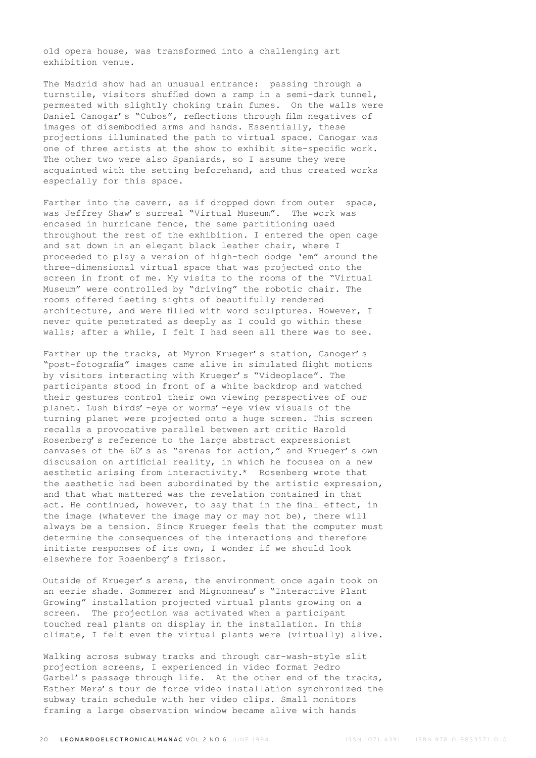old opera house, was transformed into a challenging art exhibition venue.

The Madrid show had an unusual entrance: passing through a turnstile, visitors shuffled down a ramp in a semi-dark tunnel, permeated with slightly choking train fumes. On the walls were Daniel Canogar's "Cubos", reflections through film negatives of images of disembodied arms and hands. Essentially, these projections illuminated the path to virtual space. Canogar was one of three artists at the show to exhibit site-specific work. The other two were also Spaniards, so I assume they were acquainted with the setting beforehand, and thus created works especially for this space.

Farther into the cavern, as if dropped down from outer space, was Jeffrey Shaw's surreal "Virtual Museum". The work was encased in hurricane fence, the same partitioning used throughout the rest of the exhibition. I entered the open cage and sat down in an elegant black leather chair, where I proceeded to play a version of high-tech dodge 'em" around the three-dimensional virtual space that was projected onto the screen in front of me. My visits to the rooms of the "Virtual Museum" were controlled by "driving" the robotic chair. The rooms offered fleeting sights of beautifully rendered architecture, and were filled with word sculptures. However, I never quite penetrated as deeply as I could go within these walls; after a while, I felt I had seen all there was to see.

Farther up the tracks, at Myron Krueger's station, Canoger's "post-fotografia" images came alive in simulated flight motions by visitors interacting with Krueger's "Videoplace". The participants stood in front of a white backdrop and watched their gestures control their own viewing perspectives of our planet. Lush birds'-eye or worms'-eye view visuals of the turning planet were projected onto a huge screen. This screen recalls a provocative parallel between art critic Harold Rosenberg's reference to the large abstract expressionist canvases of the 60's as "arenas for action," and Krueger's own discussion on artificial reality, in which he focuses on a new aesthetic arising from interactivity.* Rosenberg wrote that the aesthetic had been subordinated by the artistic expression, and that what mattered was the revelation contained in that act. He continued, however, to say that in the final effect, in the image (whatever the image may or may not be), there will always be a tension. Since Krueger feels that the computer must determine the consequences of the interactions and therefore initiate responses of its own, I wonder if we should look elsewhere for Rosenberg's frisson.

Outside of Krueger's arena, the environment once again took on an eerie shade. Sommerer and Mignonneau's "Interactive Plant Growing" installation projected virtual plants growing on a screen. The projection was activated when a participant touched real plants on display in the installation. In this climate, I felt even the virtual plants were (virtually) alive.

Walking across subway tracks and through car-wash-style slit projection screens, I experienced in video format Pedro Garbel's passage through life. At the other end of the tracks, Esther Mera's tour de force video installation synchronized the subway train schedule with her video clips. Small monitors framing a large observation window became alive with hands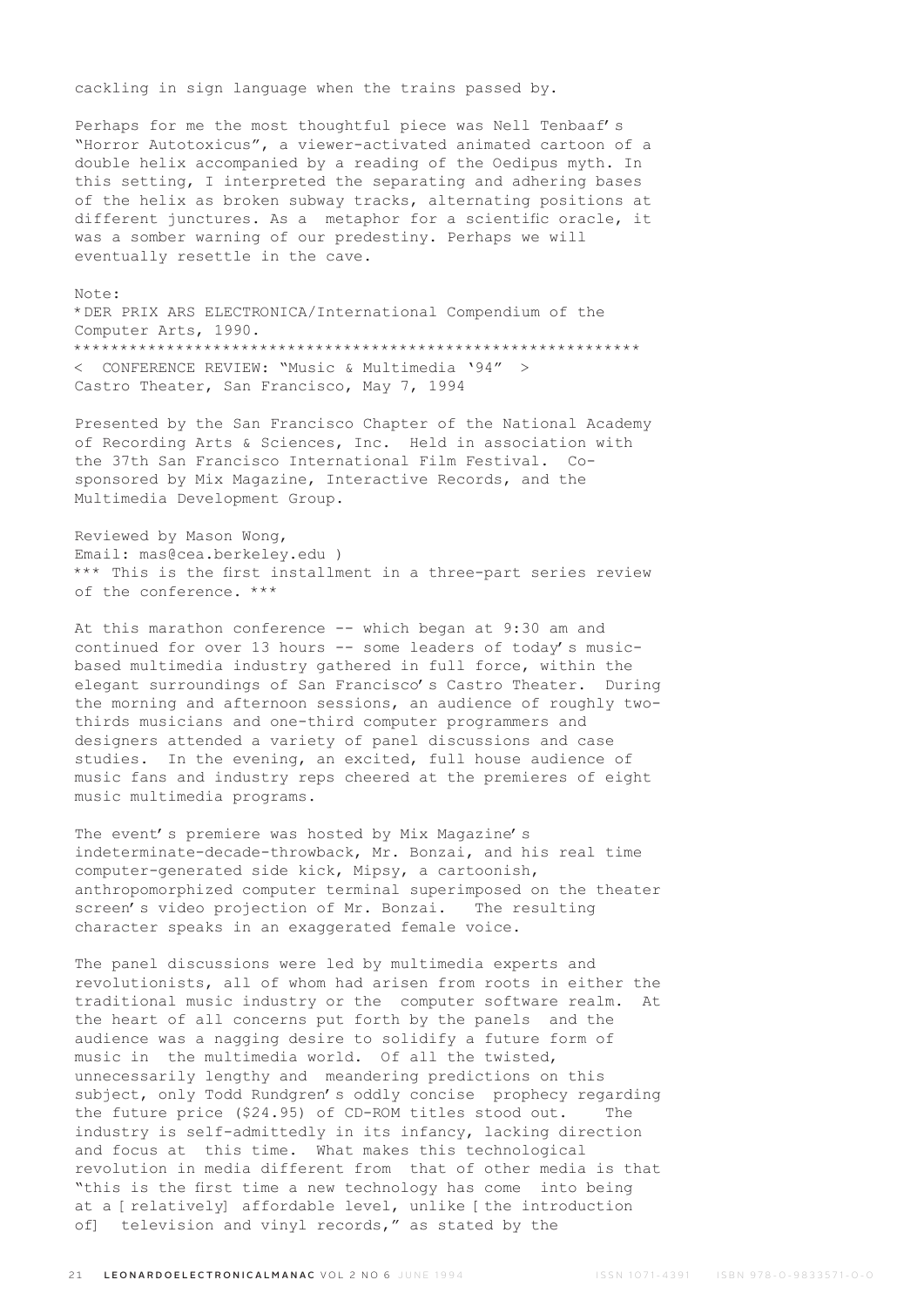cackling in sign language when the trains passed by.

Perhaps for me the most thoughtful piece was Nell Tenbaaf's "Horror Autotoxicus", a viewer-activated animated cartoon of a double helix accompanied by a reading of the Oedipus myth. In this setting, I interpreted the separating and adhering bases of the helix as broken subway tracks, alternating positions at different junctures. As a metaphor for a scientific oracle, it was a somber warning of our predestiny. Perhaps we will eventually resettle in the cave.

Note:
*DER PRIX ARS ELECTRONICA/International Compendium of the Computer Arts, 1990.

*************************************************************

< CONFERENCE REVIEW: "Music & Multimedia '94" >
Castro Theater, San Francisco, May 7, 1994

Presented by the San Francisco Chapter of the National Academy of Recording Arts & Sciences, Inc. Held in association with the 37th San Francisco International Film Festival. Co-sponsored by Mix Magazine, Interactive Records, and the Multimedia Development Group.

Reviewed by Mason Wong,
Email: mas@cea.berkeley.edu )
*** This is the first installment in a three-part series review of the conference. ***

At this marathon conference -- which began at 9:30 am and continued for over 13 hours -- some leaders of today's music-based multimedia industry gathered in full force, within the elegant surroundings of San Francisco's Castro Theater. During the morning and afternoon sessions, an audience of roughly two-thirds musicians and one-third computer programmers and designers attended a variety of panel discussions and case studies. In the evening, an excited, full house audience of music fans and industry reps cheered at the premieres of eight music multimedia programs.

The event's premiere was hosted by Mix Magazine's indeterminate-decade-throwback, Mr. Bonzai, and his real time computer-generated side kick, Mipsy, a cartoonish, anthropomorphized computer terminal superimposed on the theater screen's video projection of Mr. Bonzai. The resulting character speaks in an exaggerated female voice.

The panel discussions were led by multimedia experts and revolutionists, all of whom had arisen from roots in either the traditional music industry or the computer software realm. At the heart of all concerns put forth by the panels and the audience was a nagging desire to solidify a future form of music in the multimedia world. Of all the twisted, unnecessarily lengthy and meandering predictions on this subject, only Todd Rundgren's oddly concise prophecy regarding the future price ($24.95) of CD-ROM titles stood out. The industry is self-admittedly in its infancy, lacking direction and focus at this time. What makes this technological revolution in media different from that of other media is that "this is the first time a new technology has come into being at a [relatively] affordable level, unlike [the introduction of] television and vinyl records," as stated by the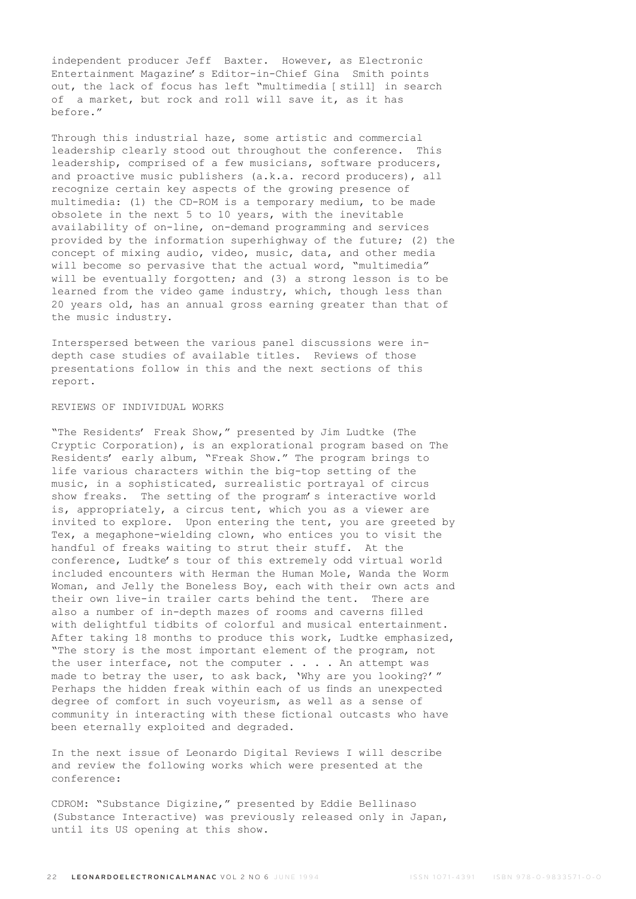independent producer Jeff Baxter. However, as Electronic Entertainment Magazine's Editor-in-Chief Gina Smith points out, the lack of focus has left "multimedia [still] in search of a market, but rock and roll will save it, as it has before."

Through this industrial haze, some artistic and commercial leadership clearly stood out throughout the conference. This leadership, comprised of a few musicians, software producers, and proactive music publishers (a.k.a. record producers), all recognize certain key aspects of the growing presence of multimedia: (1) the CD-ROM is a temporary medium, to be made obsolete in the next 5 to 10 years, with the inevitable availability of on-line, on-demand programming and services provided by the information superhighway of the future; (2) the concept of mixing audio, video, music, data, and other media will become so pervasive that the actual word, "multimedia" will be eventually forgotten; and (3) a strong lesson is to be learned from the video game industry, which, though less than 20 years old, has an annual gross earning greater than that of the music industry.

Interspersed between the various panel discussions were in-depth case studies of available titles. Reviews of those presentations follow in this and the next sections of this report.

REVIEWS OF INDIVIDUAL WORKS

"The Residents' Freak Show," presented by Jim Ludtke (The Cryptic Corporation), is an explorational program based on The Residents' early album, "Freak Show." The program brings to life various characters within the big-top setting of the music, in a sophisticated, surrealistic portrayal of circus show freaks. The setting of the program's interactive world is, appropriately, a circus tent, which you as a viewer are invited to explore. Upon entering the tent, you are greeted by Tex, a megaphone-wielding clown, who entices you to visit the handful of freaks waiting to strut their stuff. At the conference, Ludtke's tour of this extremely odd virtual world included encounters with Herman the Human Mole, Wanda the Worm Woman, and Jelly the Boneless Boy, each with their own acts and their own live-in trailer carts behind the tent. There are also a number of in-depth mazes of rooms and caverns filled with delightful tidbits of colorful and musical entertainment. After taking 18 months to produce this work, Ludtke emphasized, "The story is the most important element of the program, not the user interface, not the computer . . . . An attempt was made to betray the user, to ask back, 'Why are you looking?'" Perhaps the hidden freak within each of us finds an unexpected degree of comfort in such voyeurism, as well as a sense of community in interacting with these fictional outcasts who have been eternally exploited and degraded.

In the next issue of Leonardo Digital Reviews I will describe and review the following works which were presented at the conference:

CDROM: "Substance Digizine," presented by Eddie Bellinaso (Substance Interactive) was previously released only in Japan, until its US opening at this show.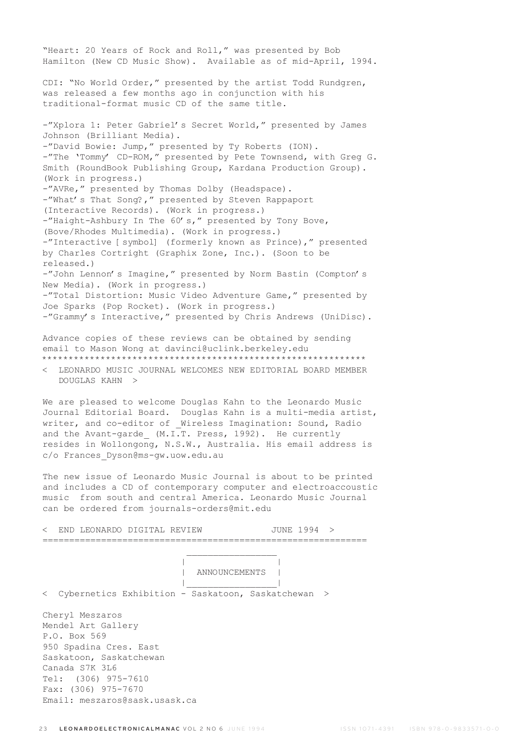"Heart: 20 Years of Rock and Roll," was presented by Bob Hamilton (New CD Music Show). Available as of mid-April, 1994.

CDI: "No World Order," presented by the artist Todd Rundgren, was released a few months ago in conjunction with his traditional-format music CD of the same title.

-"Xplora 1: Peter Gabriel's Secret World," presented by James Johnson (Brilliant Media).
-"David Bowie: Jump," presented by Ty Roberts (ION).
-"The 'Tommy' CD-ROM," presented by Pete Townsend, with Greg G. Smith (RoundBook Publishing Group, Kardana Production Group). (Work in progress.)
-"AVRe," presented by Thomas Dolby (Headspace).
-"What's That Song?," presented by Steven Rappaport (Interactive Records). (Work in progress.)
-"Haight-Ashbury In The 60's," presented by Tony Bove, (Bove/Rhodes Multimedia). (Work in progress.)
-"Interactive [ symbol] (formerly known as Prince)," presented by Charles Cortright (Graphix Zone, Inc.). (Soon to be released.)
-"John Lennon's Imagine," presented by Norm Bastin (Compton's New Media). (Work in progress.)
-"Total Distortion: Music Video Adventure Game," presented by Joe Sparks (Pop Rocket). (Work in progress.)
-"Grammy's Interactive," presented by Chris Andrews (UniDisc).

Advance copies of these reviews can be obtained by sending email to Mason Wong at davinci@uclink.berkeley.edu

************************************************************

< LEONARDO MUSIC JOURNAL WELCOMES NEW EDITORIAL BOARD MEMBER DOUGLAS KAHN >

We are pleased to welcome Douglas Kahn to the Leonardo Music Journal Editorial Board. Douglas Kahn is a multi-media artist, writer, and co-editor of _Wireless Imagination: Sound, Radio and the Avant-garde_ (M.I.T. Press, 1992). He currently resides in Wollongong, N.S.W., Australia. His email address is c/o Frances_Dyson@ms-gw.uow.edu.au

The new issue of Leonardo Music Journal is about to be printed and includes a CD of contemporary computer and electroaccoustic music from south and central America. Leonardo Music Journal can be ordered from journals-orders@mit.edu

< END LEONARDO DIGITAL REVIEW JUNE 1994 >

============================================================

## ANNOUNCEMENTS

< Cybernetics Exhibition - Saskatoon, Saskatchewan >

Cheryl Meszaros
Mendel Art Gallery
P.O. Box 569
950 Spadina Cres. East
Saskatoon, Saskatchewan
Canada S7K 3L6
Tel: (306) 975-7610
Fax: (306) 975-7670
Email: meszaros@sask.usask.ca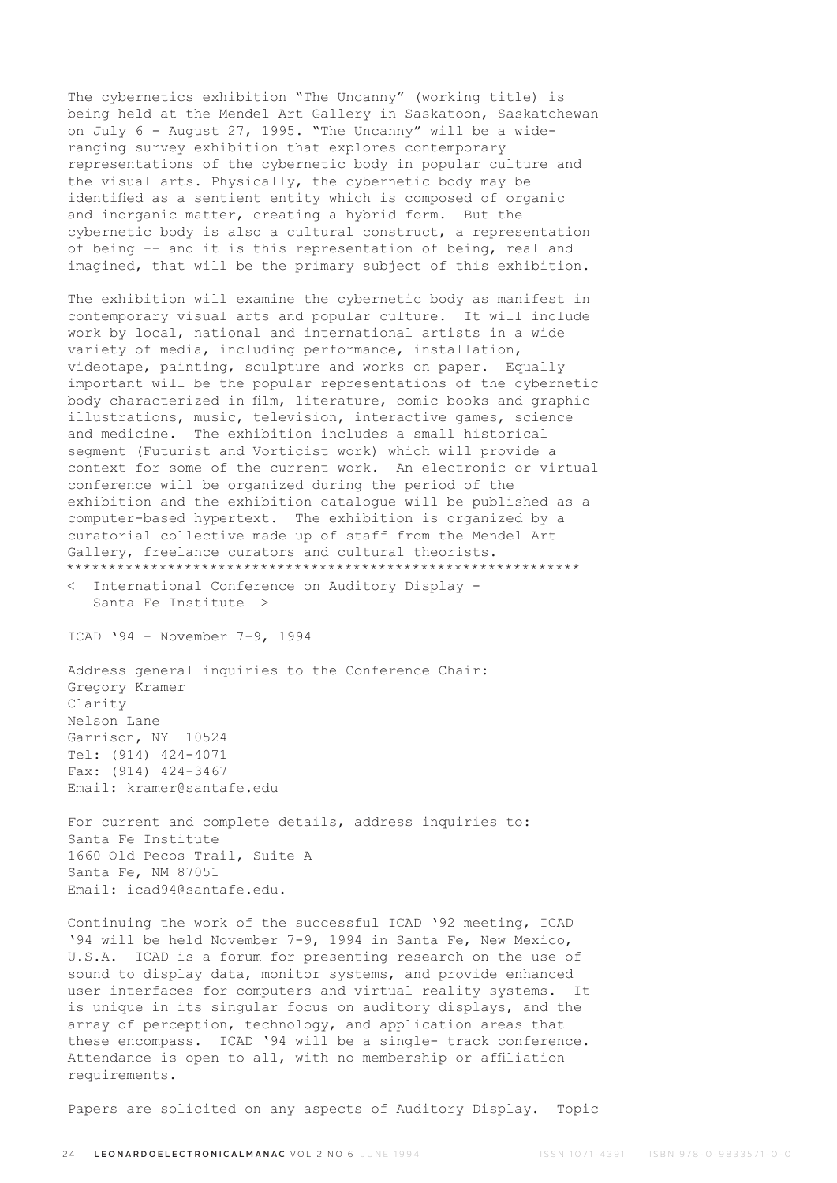The cybernetics exhibition "The Uncanny" (working title) is being held at the Mendel Art Gallery in Saskatoon, Saskatchewan on July 6 - August 27, 1995. "The Uncanny" will be a wide-ranging survey exhibition that explores contemporary representations of the cybernetic body in popular culture and the visual arts. Physically, the cybernetic body may be identified as a sentient entity which is composed of organic and inorganic matter, creating a hybrid form. But the cybernetic body is also a cultural construct, a representation of being -- and it is this representation of being, real and imagined, that will be the primary subject of this exhibition.

The exhibition will examine the cybernetic body as manifest in contemporary visual arts and popular culture. It will include work by local, national and international artists in a wide variety of media, including performance, installation, videotape, painting, sculpture and works on paper. Equally important will be the popular representations of the cybernetic body characterized in film, literature, comic books and graphic illustrations, music, television, interactive games, science and medicine. The exhibition includes a small historical segment (Futurist and Vorticist work) which will provide a context for some of the current work. An electronic or virtual conference will be organized during the period of the exhibition and the exhibition catalogue will be published as a computer-based hypertext. The exhibition is organized by a curatorial collective made up of staff from the Mendel Art Gallery, freelance curators and cultural theorists.

*************************************************************

< International Conference on Auditory Display - Santa Fe Institute >

ICAD '94 - November 7-9, 1994

Address general inquiries to the Conference Chair:
Gregory Kramer
Clarity
Nelson Lane
Garrison, NY 10524
Tel: (914) 424-4071
Fax: (914) 424-3467
Email: kramer@santafe.edu

For current and complete details, address inquiries to:
Santa Fe Institute
1660 Old Pecos Trail, Suite A
Santa Fe, NM 87051
Email: icad94@santafe.edu.

Continuing the work of the successful ICAD '92 meeting, ICAD '94 will be held November 7-9, 1994 in Santa Fe, New Mexico, U.S.A. ICAD is a forum for presenting research on the use of sound to display data, monitor systems, and provide enhanced user interfaces for computers and virtual reality systems. It is unique in its singular focus on auditory displays, and the array of perception, technology, and application areas that these encompass. ICAD '94 will be a single- track conference. Attendance is open to all, with no membership or affiliation requirements.

Papers are solicited on any aspects of Auditory Display. Topic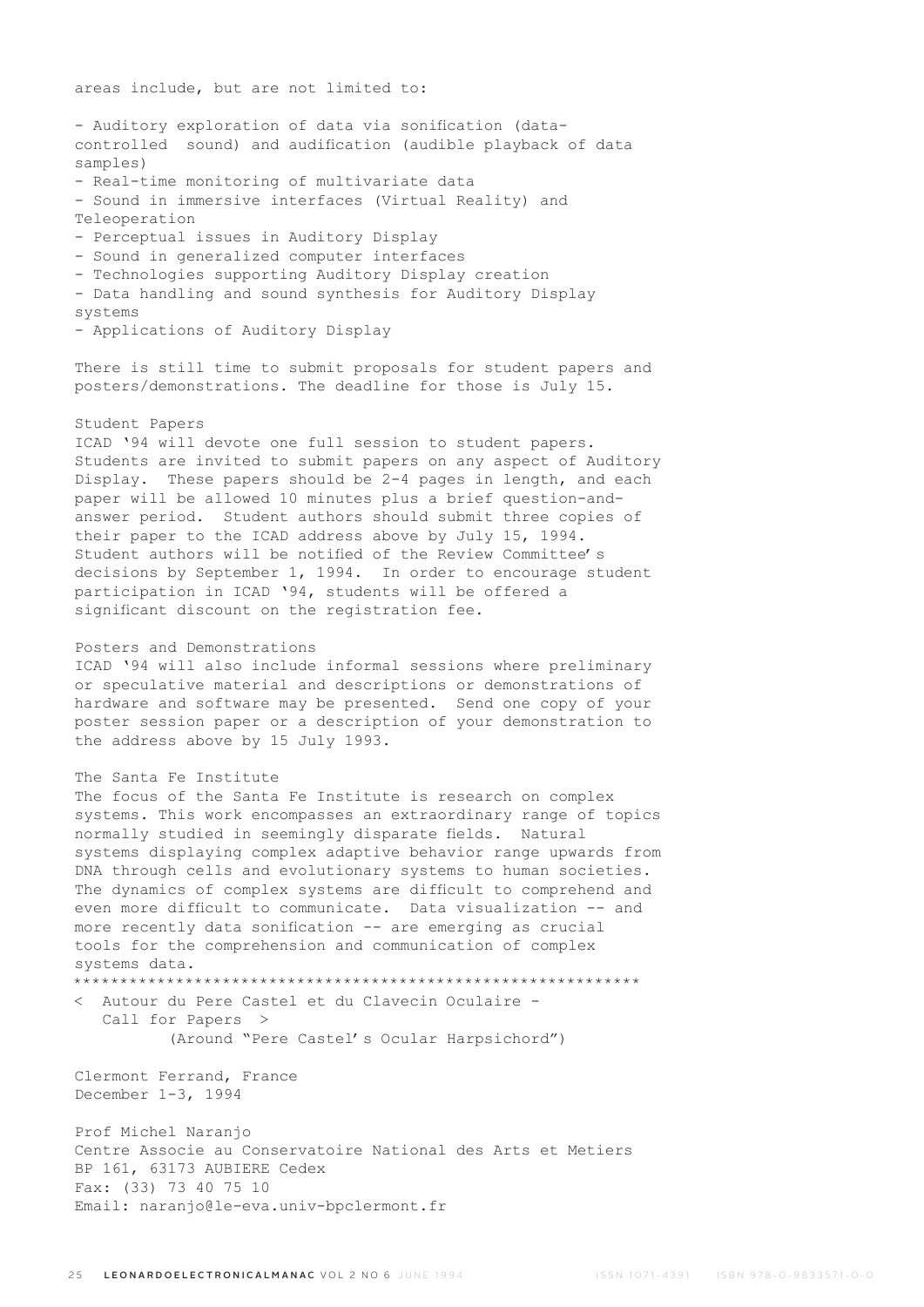areas include, but are not limited to:

- Auditory exploration of data via sonification (data-controlled sound) and audification (audible playback of data samples)
- Real-time monitoring of multivariate data
- Sound in immersive interfaces (Virtual Reality) and Teleoperation
- Perceptual issues in Auditory Display
- Sound in generalized computer interfaces
- Technologies supporting Auditory Display creation
- Data handling and sound synthesis for Auditory Display systems
- Applications of Auditory Display

There is still time to submit proposals for student papers and posters/demonstrations. The deadline for those is July 15.

Student Papers
ICAD '94 will devote one full session to student papers. Students are invited to submit papers on any aspect of Auditory Display. These papers should be 2-4 pages in length, and each paper will be allowed 10 minutes plus a brief question-and-answer period. Student authors should submit three copies of their paper to the ICAD address above by July 15, 1994. Student authors will be notified of the Review Committee's decisions by September 1, 1994. In order to encourage student participation in ICAD '94, students will be offered a significant discount on the registration fee.

Posters and Demonstrations
ICAD '94 will also include informal sessions where preliminary or speculative material and descriptions or demonstrations of hardware and software may be presented. Send one copy of your poster session paper or a description of your demonstration to the address above by 15 July 1993.

The Santa Fe Institute
The focus of the Santa Fe Institute is research on complex systems. This work encompasses an extraordinary range of topics normally studied in seemingly disparate fields. Natural systems displaying complex adaptive behavior range upwards from DNA through cells and evolutionary systems to human societies. The dynamics of complex systems are difficult to comprehend and even more difficult to communicate. Data visualization -- and more recently data sonification -- are emerging as crucial tools for the comprehension and communication of complex systems data.

*************************************************************

< Autour du Pere Castel et du Clavecin Oculaire - Call for Papers >
(Around "Pere Castel's Ocular Harpsichord")

Clermont Ferrand, France
December 1-3, 1994

Prof Michel Naranjo
Centre Associe au Conservatoire National des Arts et Metiers
BP 161, 63173 AUBIERE Cedex
Fax: (33) 73 40 75 10
Email: naranjo@le-eva.univ-bpclermont.fr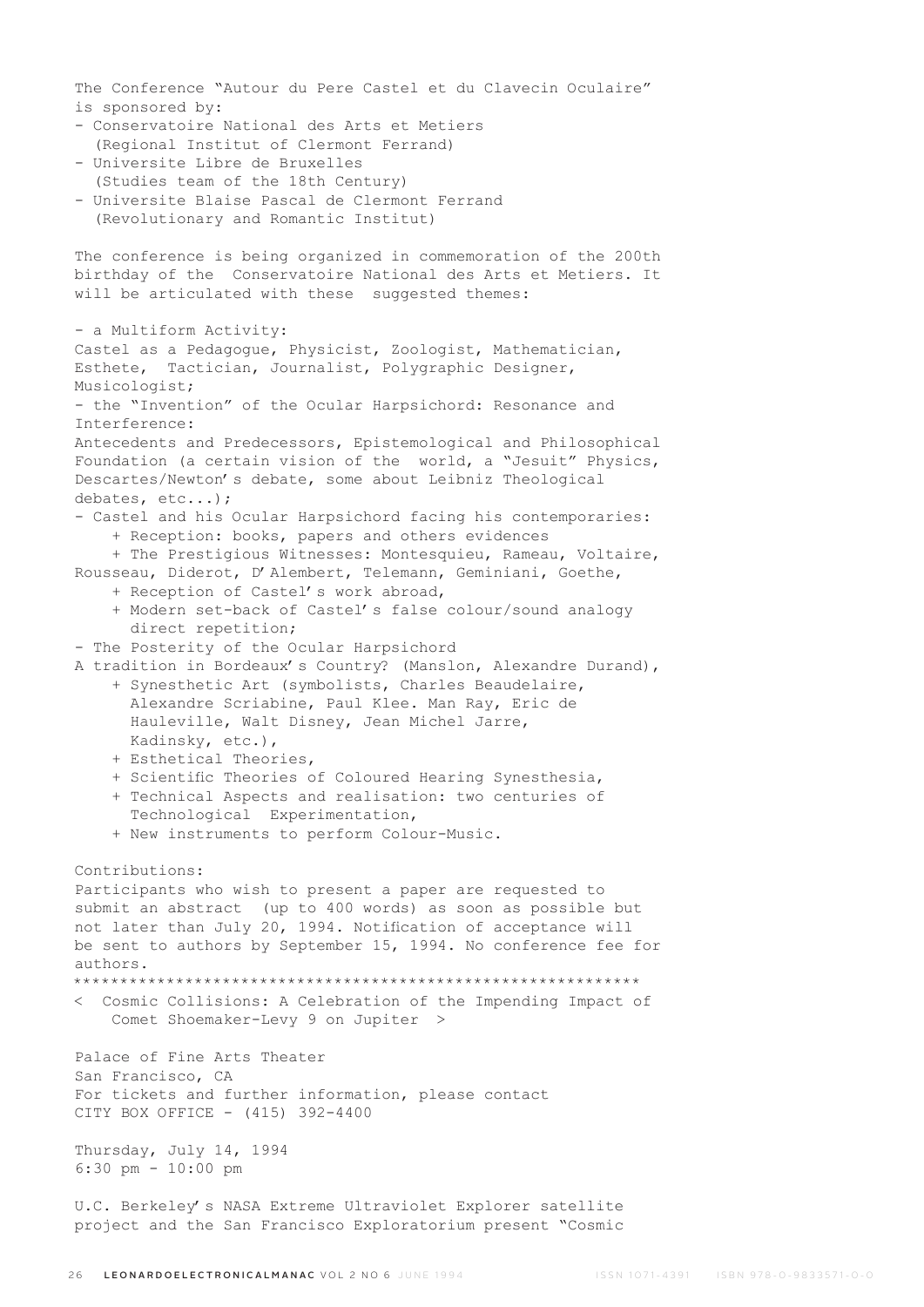The Conference "Autour du Pere Castel et du Clavecin Oculaire" is sponsored by:

- Conservatoire National des Arts et Metiers (Regional Institut of Clermont Ferrand)
- Universite Libre de Bruxelles (Studies team of the 18th Century)
- Universite Blaise Pascal de Clermont Ferrand (Revolutionary and Romantic Institut)

The conference is being organized in commemoration of the 200th birthday of the Conservatoire National des Arts et Metiers. It will be articulated with these suggested themes:

- a Multiform Activity:
Castel as a Pedagogue, Physicist, Zoologist, Mathematician, Esthete, Tactician, Journalist, Polygraphic Designer, Musicologist;
- the "Invention" of the Ocular Harpsichord: Resonance and Interference:
Antecedents and Predecessors, Epistemological and Philosophical Foundation (a certain vision of the world, a "Jesuit" Physics, Descartes/Newton's debate, some about Leibniz Theological debates, etc...);
- Castel and his Ocular Harpsichord facing his contemporaries:
    + Reception: books, papers and others evidences
    + The Prestigious Witnesses: Montesquieu, Rameau, Voltaire, Rousseau, Diderot, D'Alembert, Telemann, Geminiani, Goethe,
    + Reception of Castel's work abroad,
    + Modern set-back of Castel's false colour/sound analogy direct repetition;
- The Posterity of the Ocular Harpsichord
A tradition in Bordeaux's Country? (Manslon, Alexandre Durand),
    + Synesthetic Art (symbolists, Charles Beaudelaire, Alexandre Scriabine, Paul Klee. Man Ray, Eric de Hauleville, Walt Disney, Jean Michel Jarre, Kadinsky, etc.),
    + Esthetical Theories,
    + Scientific Theories of Coloured Hearing Synesthesia,
    + Technical Aspects and realisation: two centuries of Technological Experimentation,
    + New instruments to perform Colour-Music.

Contributions:
Participants who wish to present a paper are requested to submit an abstract (up to 400 words) as soon as possible but not later than July 20, 1994. Notification of acceptance will be sent to authors by September 15, 1994. No conference fee for authors.

*************************************************************

< Cosmic Collisions: A Celebration of the Impending Impact of Comet Shoemaker-Levy 9 on Jupiter >

Palace of Fine Arts Theater
San Francisco, CA
For tickets and further information, please contact
CITY BOX OFFICE - (415) 392-4400

Thursday, July 14, 1994
6:30 pm - 10:00 pm

U.C. Berkeley's NASA Extreme Ultraviolet Explorer satellite project and the San Francisco Exploratorium present "Cosmic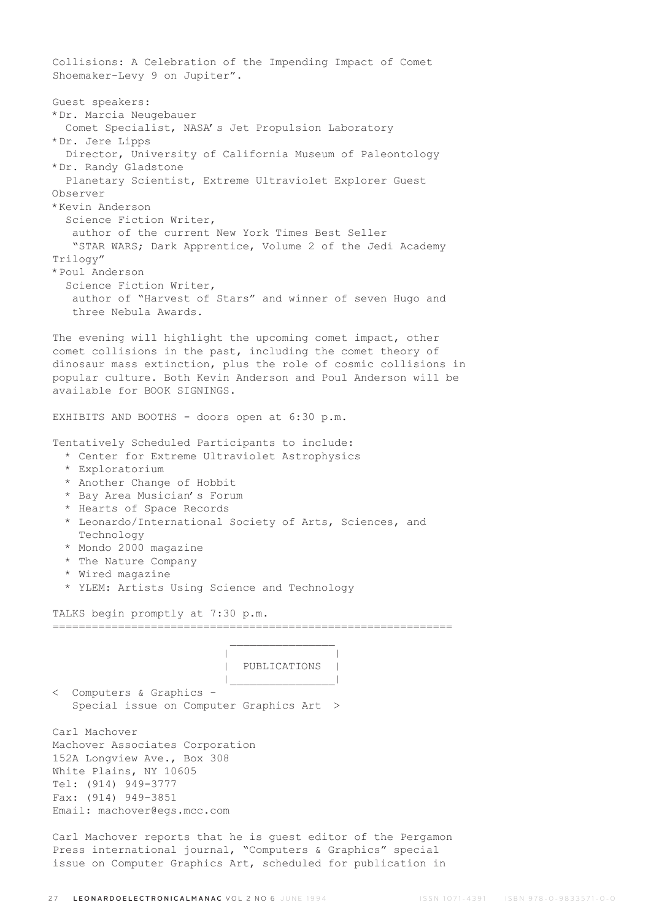Collisions: A Celebration of the Impending Impact of Comet Shoemaker-Levy 9 on Jupiter".

Guest speakers:

* Dr. Marcia Neugebauer
  Comet Specialist, NASA's Jet Propulsion Laboratory
* Dr. Jere Lipps
  Director, University of California Museum of Paleontology
* Dr. Randy Gladstone
  Planetary Scientist, Extreme Ultraviolet Explorer Guest Observer
* Kevin Anderson
  Science Fiction Writer,
  author of the current New York Times Best Seller
  "STAR WARS; Dark Apprentice, Volume 2 of the Jedi Academy Trilogy"
* Poul Anderson
  Science Fiction Writer,
  author of "Harvest of Stars" and winner of seven Hugo and three Nebula Awards.

The evening will highlight the upcoming comet impact, other comet collisions in the past, including the comet theory of dinosaur mass extinction, plus the role of cosmic collisions in popular culture. Both Kevin Anderson and Poul Anderson will be available for BOOK SIGNINGS.

EXHIBITS AND BOOTHS - doors open at 6:30 p.m.

Tentatively Scheduled Participants to include:

* Center for Extreme Ultraviolet Astrophysics
* Exploratorium
* Another Change of Hobbit
* Bay Area Musician's Forum
* Hearts of Space Records
* Leonardo/International Society of Arts, Sciences, and Technology
* Mondo 2000 magazine
* The Nature Company
* Wired magazine
* YLEM: Artists Using Science and Technology

TALKS begin promptly at 7:30 p.m.

---

## PUBLICATIONS

< Computers & Graphics -
Special issue on Computer Graphics Art >

Carl Machover
Machover Associates Corporation
152A Longview Ave., Box 308
White Plains, NY 10605
Tel: (914) 949-3777
Fax: (914) 949-3851
Email: machover@egs.mcc.com

Carl Machover reports that he is guest editor of the Pergamon Press international journal, "Computers & Graphics" special issue on Computer Graphics Art, scheduled for publication in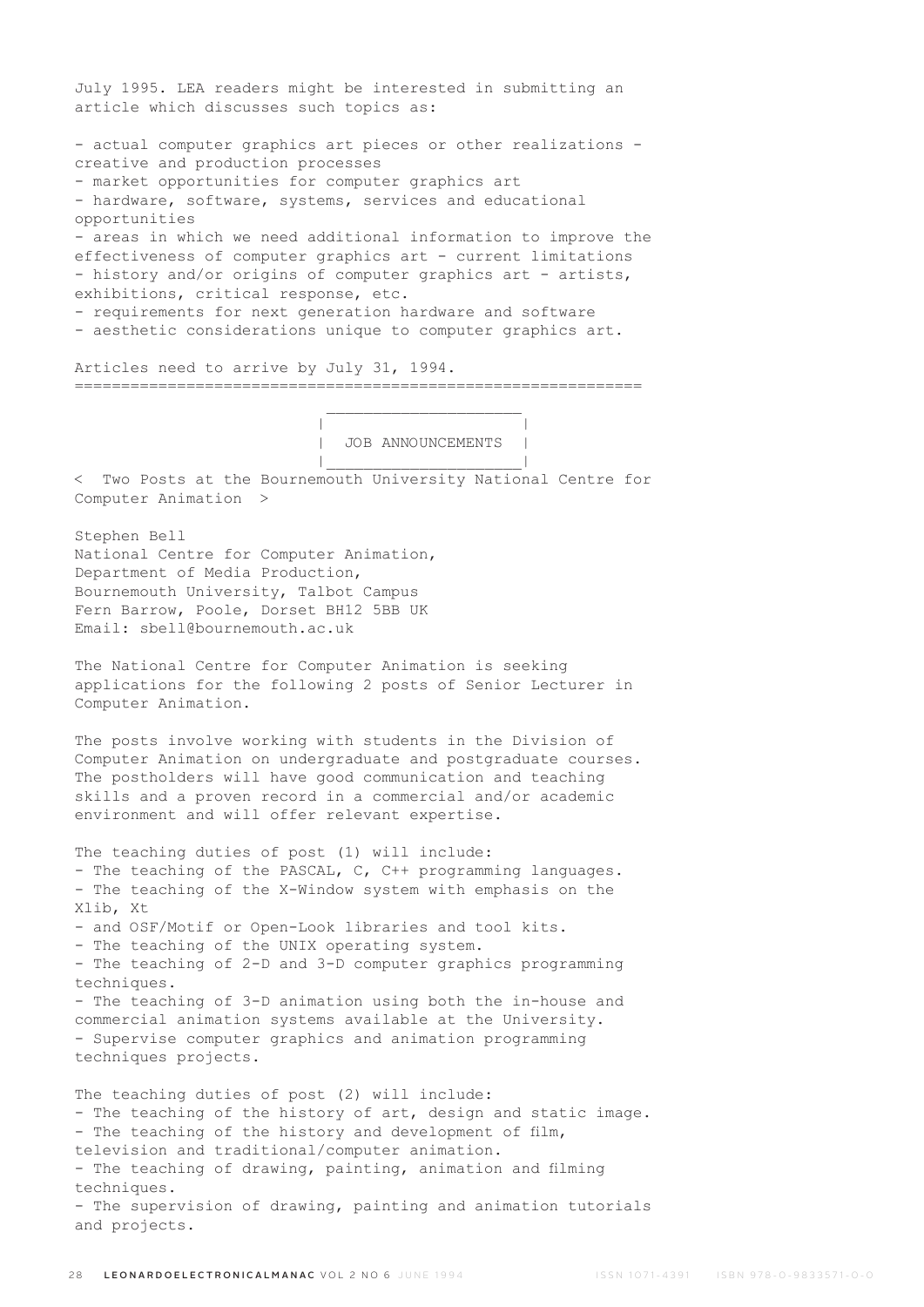July 1995. LEA readers might be interested in submitting an article which discusses such topics as:

- actual computer graphics art pieces or other realizations - creative and production processes
- market opportunities for computer graphics art
- hardware, software, systems, services and educational opportunities
- areas in which we need additional information to improve the effectiveness of computer graphics art - current limitations
- history and/or origins of computer graphics art - artists, exhibitions, critical response, etc.
- requirements for next generation hardware and software
- aesthetic considerations unique to computer graphics art.

Articles need to arrive by July 31, 1994.

=============================================================

## JOB ANNOUNCEMENTS

< Two Posts at the Bournemouth University National Centre for Computer Animation >

Stephen Bell
National Centre for Computer Animation,
Department of Media Production,
Bournemouth University, Talbot Campus
Fern Barrow, Poole, Dorset BH12 5BB UK
Email: sbell@bournemouth.ac.uk

The National Centre for Computer Animation is seeking applications for the following 2 posts of Senior Lecturer in Computer Animation.

The posts involve working with students in the Division of Computer Animation on undergraduate and postgraduate courses. The postholders will have good communication and teaching skills and a proven record in a commercial and/or academic environment and will offer relevant expertise.

The teaching duties of post (1) will include:
- The teaching of the PASCAL, C, C++ programming languages.
- The teaching of the X-Window system with emphasis on the Xlib, Xt
- and OSF/Motif or Open-Look libraries and tool kits.
- The teaching of the UNIX operating system.
- The teaching of 2-D and 3-D computer graphics programming techniques.
- The teaching of 3-D animation using both the in-house and commercial animation systems available at the University.
- Supervise computer graphics and animation programming techniques projects.

The teaching duties of post (2) will include:
- The teaching of the history of art, design and static image.
- The teaching of the history and development of film, television and traditional/computer animation.
- The teaching of drawing, painting, animation and filming techniques.
- The supervision of drawing, painting and animation tutorials and projects.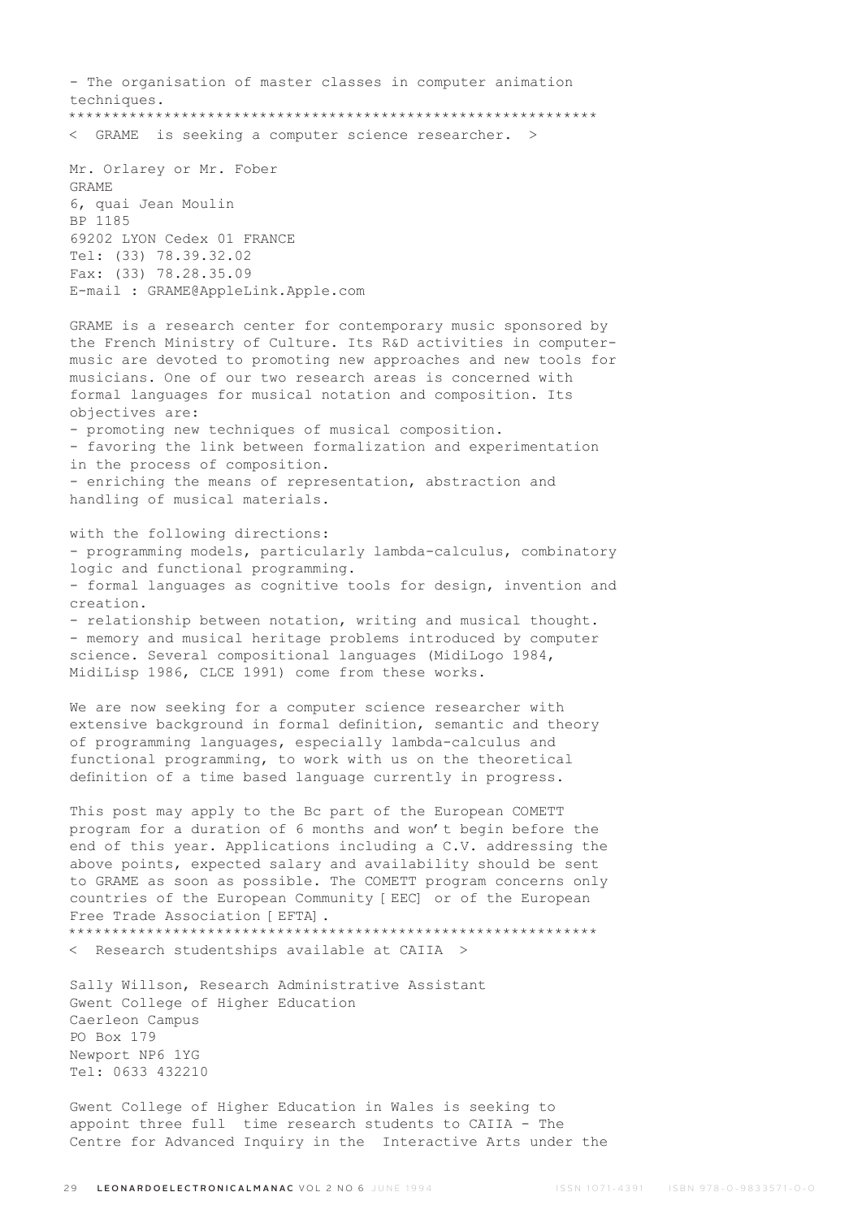- The organisation of master classes in computer animation techniques.

************************************************************

< GRAME is seeking a computer science researcher. >

Mr. Orlarey or Mr. Fober
GRAME
6, quai Jean Moulin
BP 1185
69202 LYON Cedex 01 FRANCE
Tel: (33) 78.39.32.02
Fax: (33) 78.28.35.09
E-mail : GRAME@AppleLink.Apple.com

GRAME is a research center for contemporary music sponsored by the French Ministry of Culture. Its R&D activities in computer-music are devoted to promoting new approaches and new tools for musicians. One of our two research areas is concerned with formal languages for musical notation and composition. Its objectives are:

- promoting new techniques of musical composition.
- favoring the link between formalization and experimentation in the process of composition.
- enriching the means of representation, abstraction and handling of musical materials.

with the following directions:

- programming models, particularly lambda-calculus, combinatory logic and functional programming.
- formal languages as cognitive tools for design, invention and creation.
- relationship between notation, writing and musical thought.
- memory and musical heritage problems introduced by computer science. Several compositional languages (MidiLogo 1984, MidiLisp 1986, CLCE 1991) come from these works.

We are now seeking for a computer science researcher with extensive background in formal definition, semantic and theory of programming languages, especially lambda-calculus and functional programming, to work with us on the theoretical definition of a time based language currently in progress.

This post may apply to the Bc part of the European COMETT program for a duration of 6 months and won't begin before the end of this year. Applications including a C.V. addressing the above points, expected salary and availability should be sent to GRAME as soon as possible. The COMETT program concerns only countries of the European Community [EEC] or of the European Free Trade Association [EFTA].

************************************************************

< Research studentships available at CAIIA >

Sally Willson, Research Administrative Assistant
Gwent College of Higher Education
Caerleon Campus
PO Box 179
Newport NP6 1YG
Tel: 0633 432210

Gwent College of Higher Education in Wales is seeking to appoint three full time research students to CAIIA - The Centre for Advanced Inquiry in the Interactive Arts under the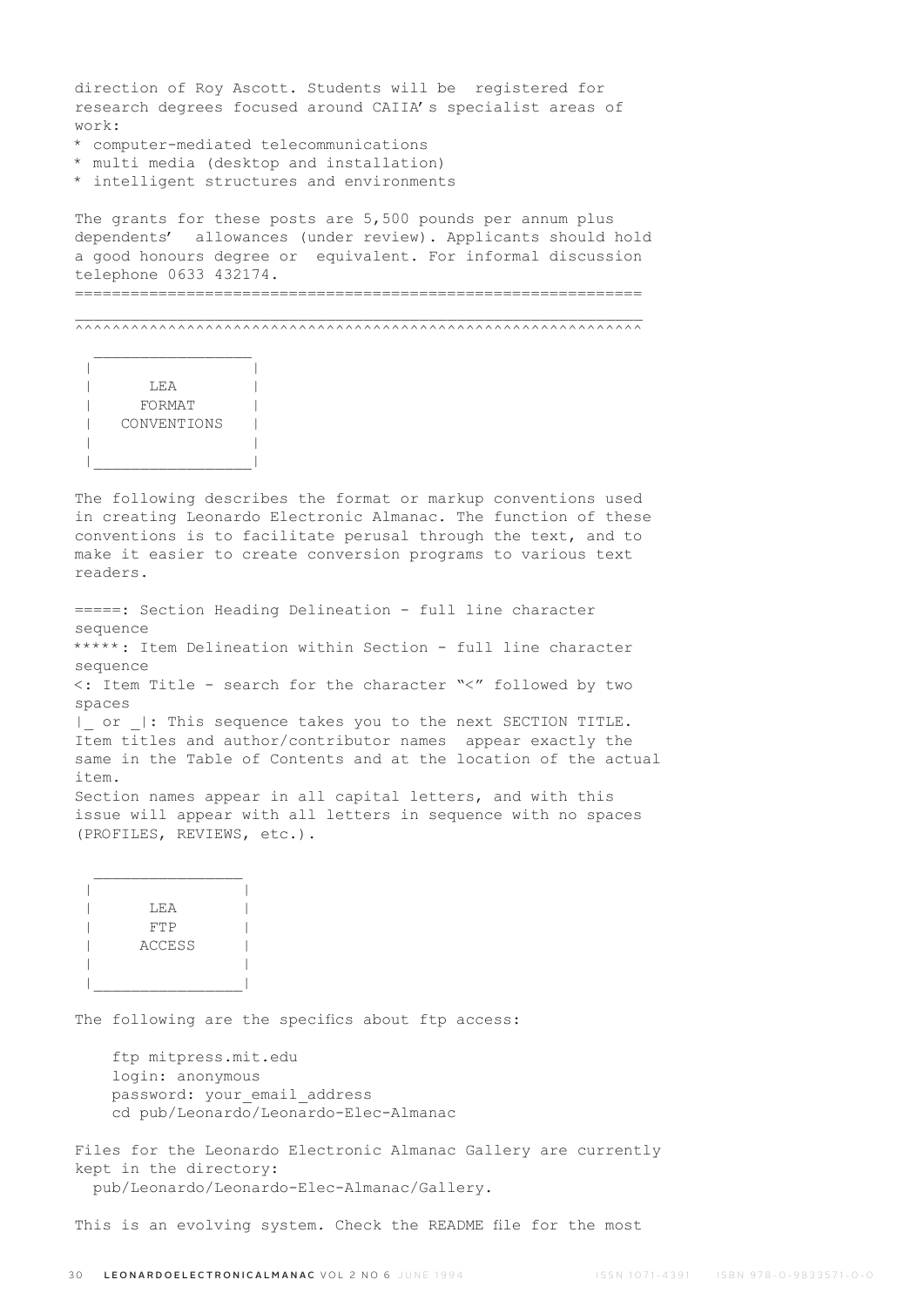direction of Roy Ascott. Students will be registered for research degrees focused around CAIIA's specialist areas of work:

* computer-mediated telecommunications
* multi media (desktop and installation)
* intelligent structures and environments

The grants for these posts are 5,500 pounds per annum plus dependents' allowances (under review). Applicants should hold a good honours degree or equivalent. For informal discussion telephone 0633 432174.

==============================================================

______________________________________________________________
^^^^^^^^^^^^^^^^^^^^^^^^^^^^^^^^^^^^^^^^^^^^^^^^^^^^^^^^^^^^^^

## LEA FORMAT CONVENTIONS

The following describes the format or markup conventions used in creating Leonardo Electronic Almanac. The function of these conventions is to facilitate perusal through the text, and to make it easier to create conversion programs to various text readers.

=====: Section Heading Delineation - full line character sequence
*****: Item Delineation within Section - full line character sequence
<: Item Title - search for the character "<" followed by two spaces
|_ or _|: This sequence takes you to the next SECTION TITLE.
Item titles and author/contributor names appear exactly the same in the Table of Contents and at the location of the actual item.
Section names appear in all capital letters, and with this issue will appear with all letters in sequence with no spaces (PROFILES, REVIEWS, etc.).

## LEA FTP ACCESS

The following are the specifics about ftp access:

```
ftp mitpress.mit.edu
login: anonymous
password: your_email_address
cd pub/Leonardo/Leonardo-Elec-Almanac
```

Files for the Leonardo Electronic Almanac Gallery are currently kept in the directory:
pub/Leonardo/Leonardo-Elec-Almanac/Gallery.

This is an evolving system. Check the README file for the most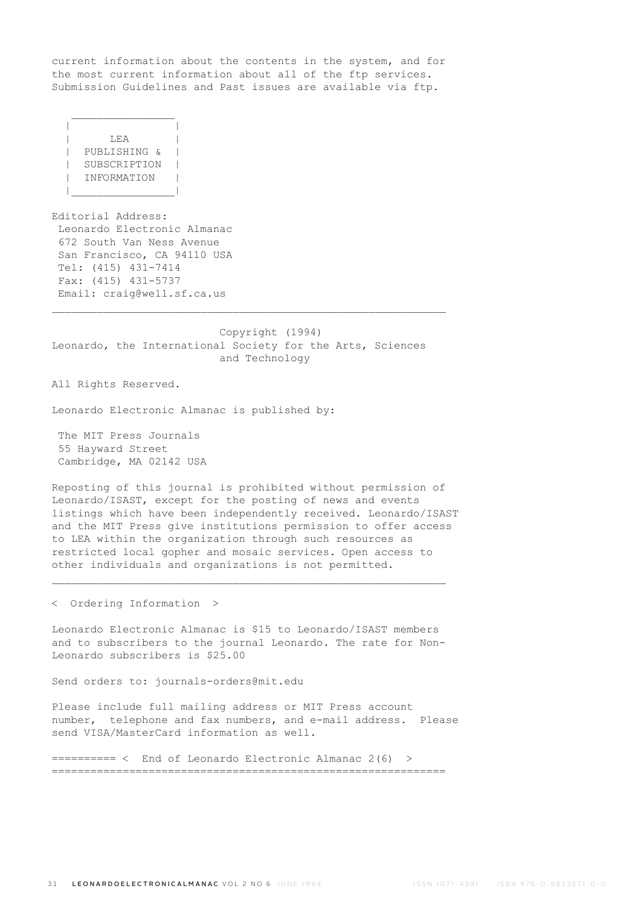current information about the contents in the system, and for the most current information about all of the ftp services. Submission Guidelines and Past issues are available via ftp.

```
   ________________
  |                |
  |      LEA       |
  |  PUBLISHING &  |
  |  SUBSCRIPTION  |
  |  INFORMATION   |
  |________________|
```

Editorial Address:
Leonardo Electronic Almanac
672 South Van Ness Avenue
San Francisco, CA 94110 USA
Tel: (415) 431-7414
Fax: (415) 431-5737
Email: craig@well.sf.ca.us

---

Copyright (1994)
Leonardo, the International Society for the Arts, Sciences and Technology

All Rights Reserved.

Leonardo Electronic Almanac is published by:

The MIT Press Journals
55 Hayward Street
Cambridge, MA 02142 USA

Reposting of this journal is prohibited without permission of Leonardo/ISAST, except for the posting of news and events listings which have been independently received. Leonardo/ISAST and the MIT Press give institutions permission to offer access to LEA within the organization through such resources as restricted local gopher and mosaic services. Open access to other individuals and organizations is not permitted.

---

< Ordering Information >

Leonardo Electronic Almanac is $15 to Leonardo/ISAST members and to subscribers to the journal Leonardo. The rate for Non-Leonardo subscribers is $25.00

Send orders to: journals-orders@mit.edu

Please include full mailing address or MIT Press account number, telephone and fax numbers, and e-mail address. Please send VISA/MasterCard information as well.

========== < End of Leonardo Electronic Almanac 2(6) >
==============================================================